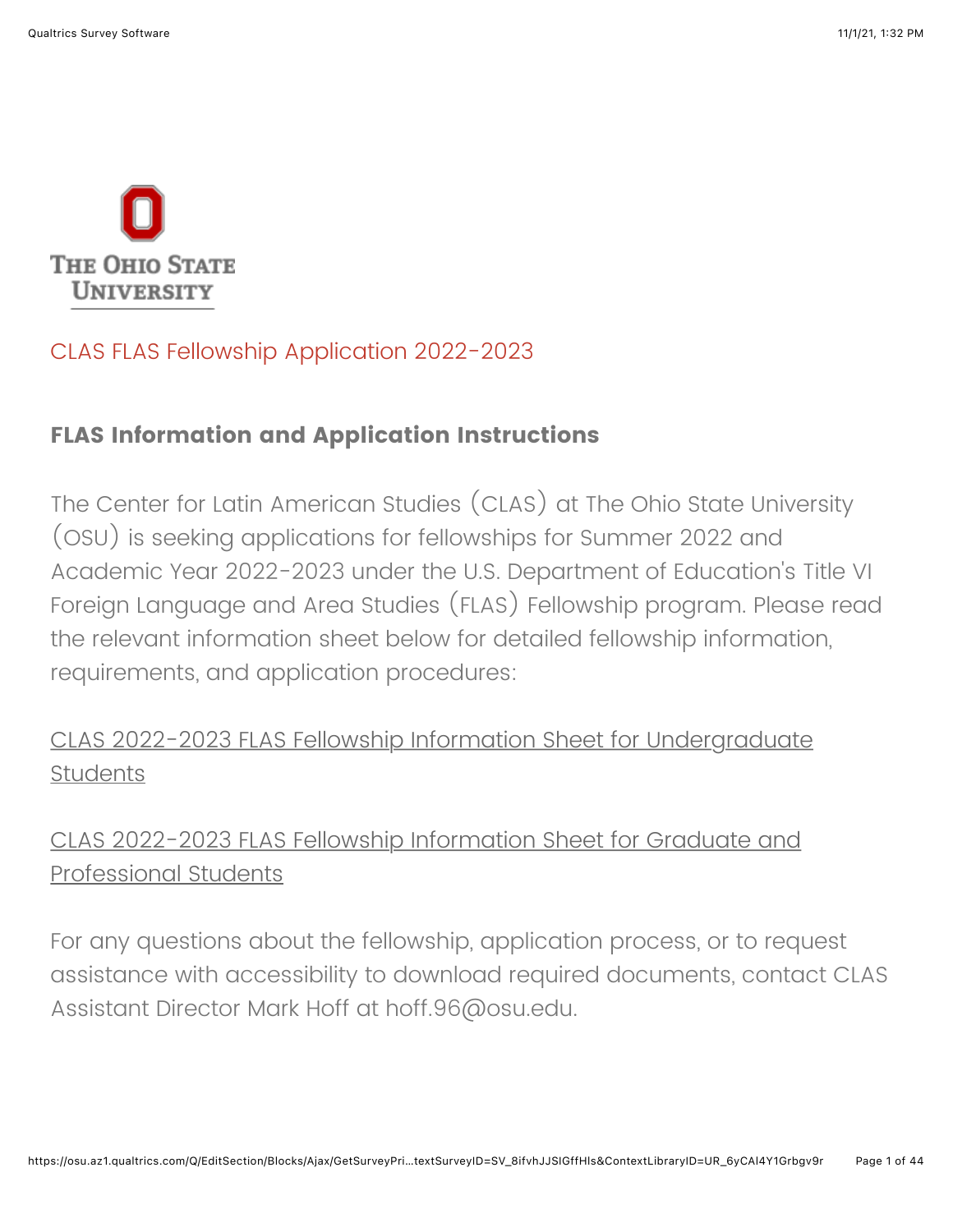CLAS FLAS Fellowship Application 2022-2023

## FLAS Information and Application Instructions

The Center for Latin American Studies (CLAS) at The Ohio State University (OSU) is seeking applications for fellowships for Summer 2022 and Academic Year 2022-2023 under the U.S. Department of Education's Title VI Foreign Language and Area Studies (FLAS) Fellowship program. Please read the relevant information sheet below for detailed fellowship information, requirements, and application procedures:

CLAS 2022-2023 FLAS Fellowship Information Sheet for Undergraduate Students

CLAS 2022-2023 FLAS Fellowship Information Sheet for Graduate and Professional Students

For any questions about the fellowship, application process, or to request assistance with accessibility to download required documents, contact CLAS Assistant Director Mark Hoff at hoff.96@osu.edu.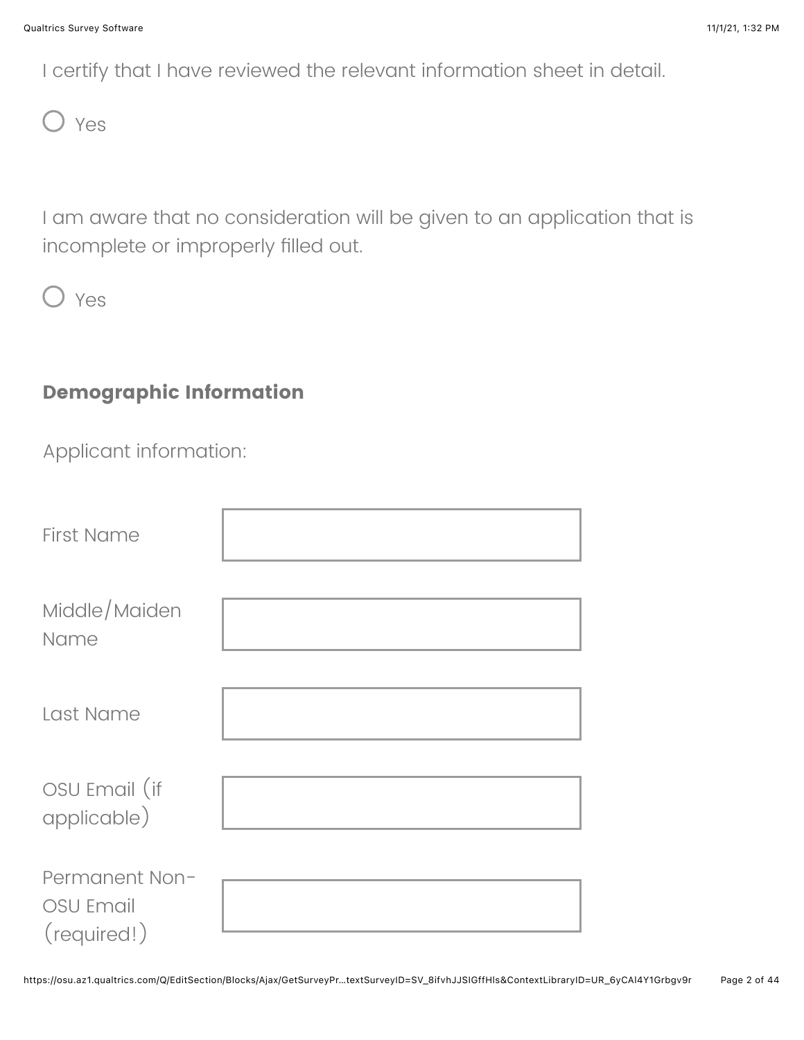I certify that I have reviewed the relevant information sheet in detail.

- ○ Yes

I am aware that no consideration will be given to an application that is incomplete or improperly filled out.

- ○ Yes

### Demographic Information

Applicant information:

| Field | |
| --- | --- |
| First Name | |
| Middle/Maiden Name | |
| Last Name | |
| OSU Email (if applicable) | |
| Permanent Non-OSU Email (required!) | |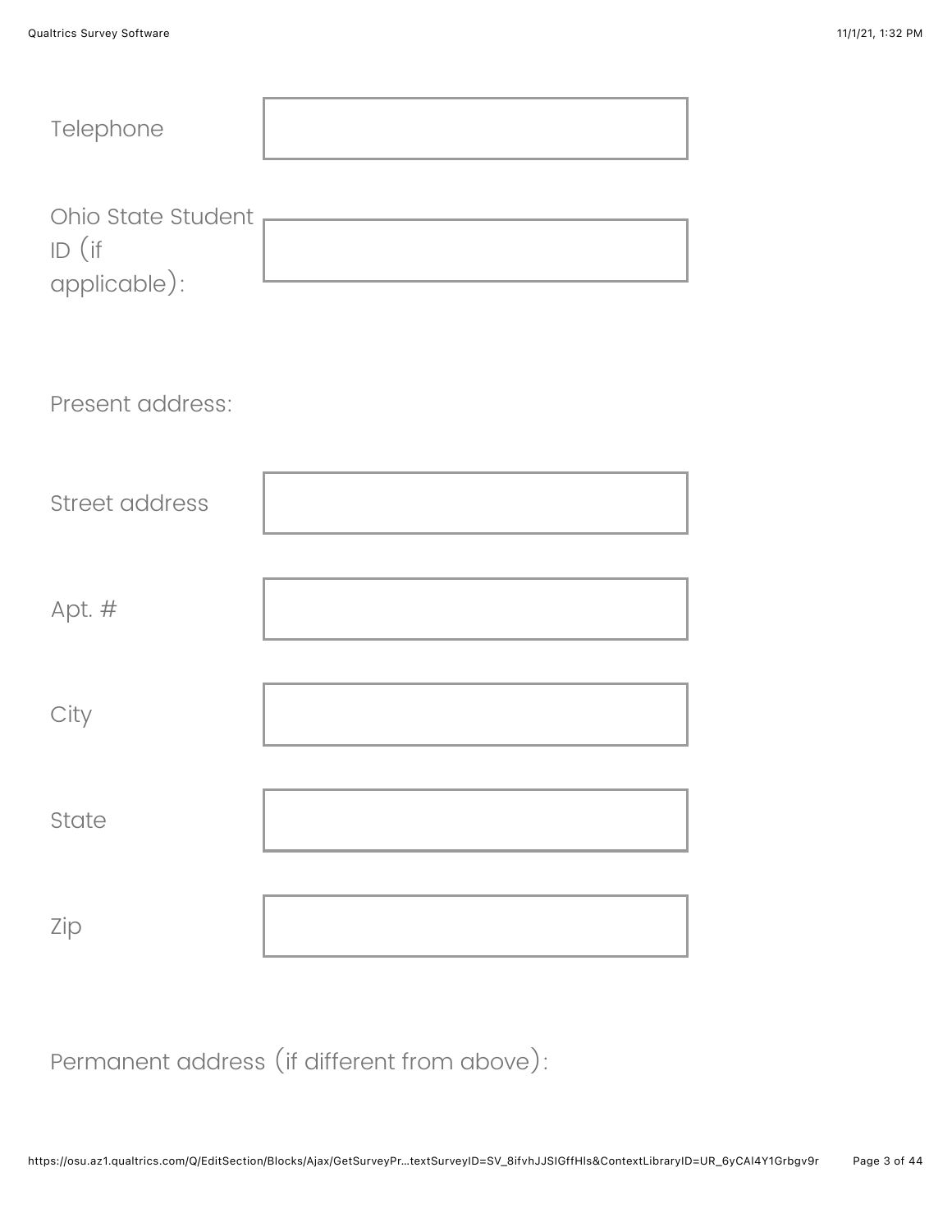Telephone ______________________

Ohio State Student ID (if applicable): ______________________

Present address:

Street address ______________________

Apt. # ______________________

City ______________________

State ______________________

Zip ______________________

Permanent address (if different from above):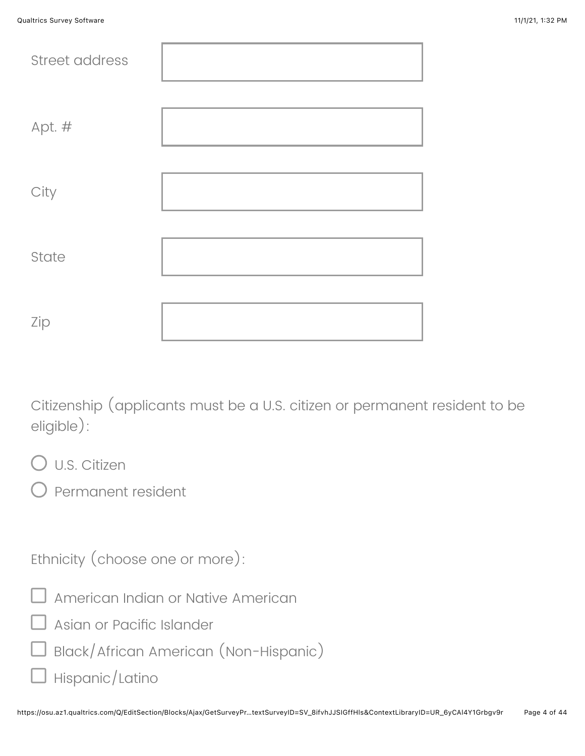Street address

Apt. #

City

State

Zip

Citizenship (applicants must be a U.S. citizen or permanent resident to be eligible):

- ○ U.S. Citizen
- ○ Permanent resident

Ethnicity (choose one or more):

- ☐ American Indian or Native American
- ☐ Asian or Pacific Islander
- ☐ Black/African American (Non-Hispanic)
- ☐ Hispanic/Latino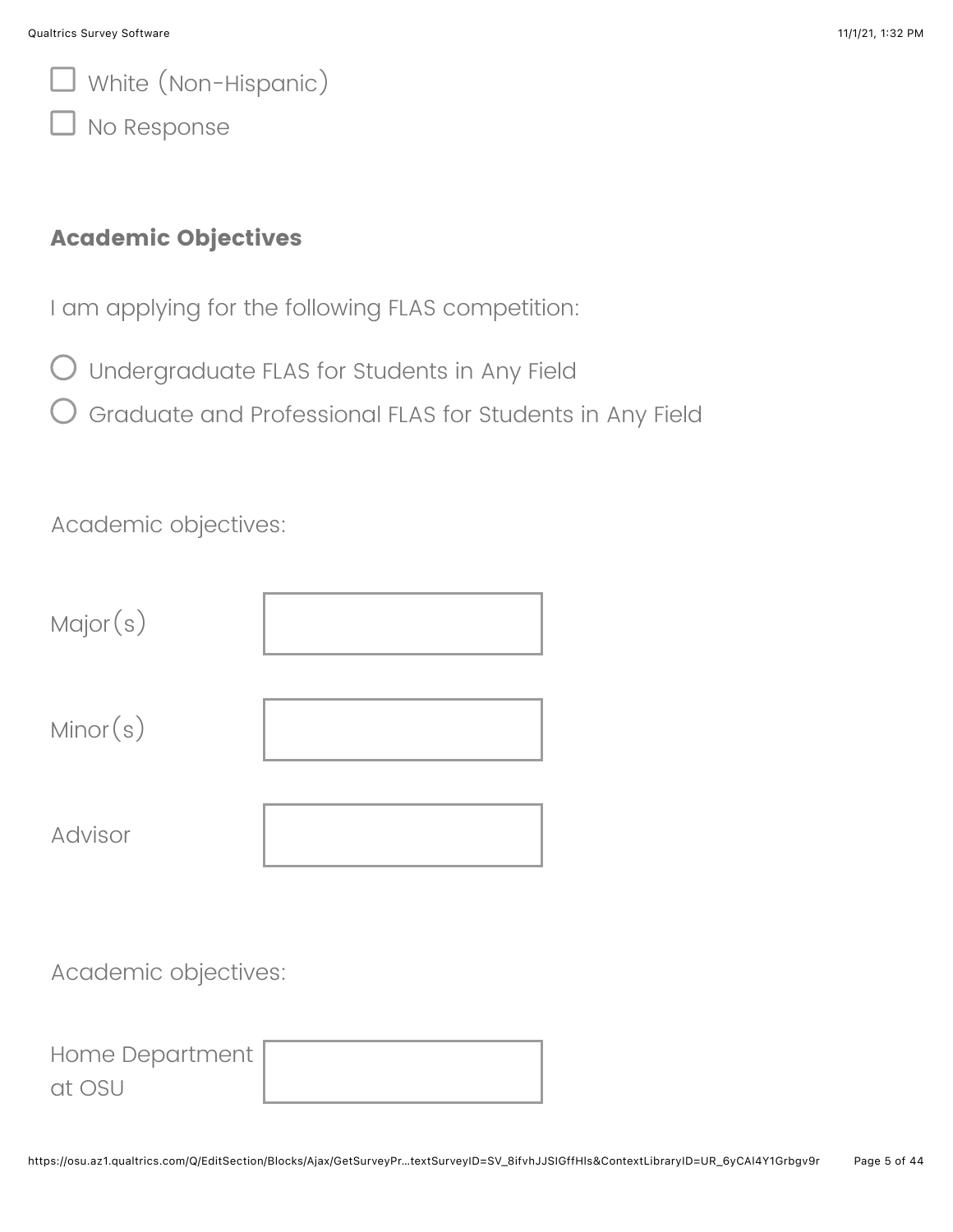- [ ] White (Non-Hispanic)
- [ ] No Response

### Academic Objectives

I am applying for the following FLAS competition:

- ○ Undergraduate FLAS for Students in Any Field
- ○ Graduate and Professional FLAS for Students in Any Field

Academic objectives:

| | |
|---|---|
| Major(s) | |
| Minor(s) | |
| Advisor | |

Academic objectives:

| | |
|---|---|
| Home Department at OSU | |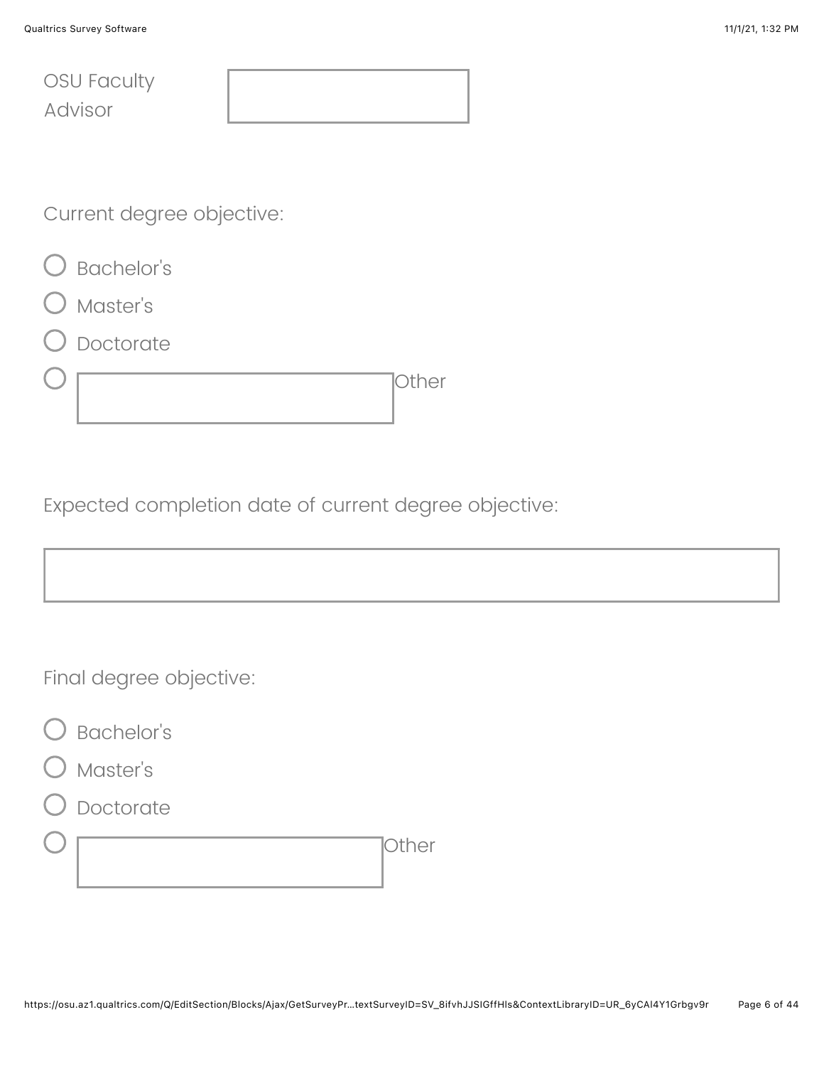OSU Faculty Advisor ______________________

Current degree objective:

- ○ Bachelor's
- ○ Master's
- ○ Doctorate
- ○ ______________________ Other

Expected completion date of current degree objective:

______________________

Final degree objective:

- ○ Bachelor's
- ○ Master's
- ○ Doctorate
- ○ ______________________ Other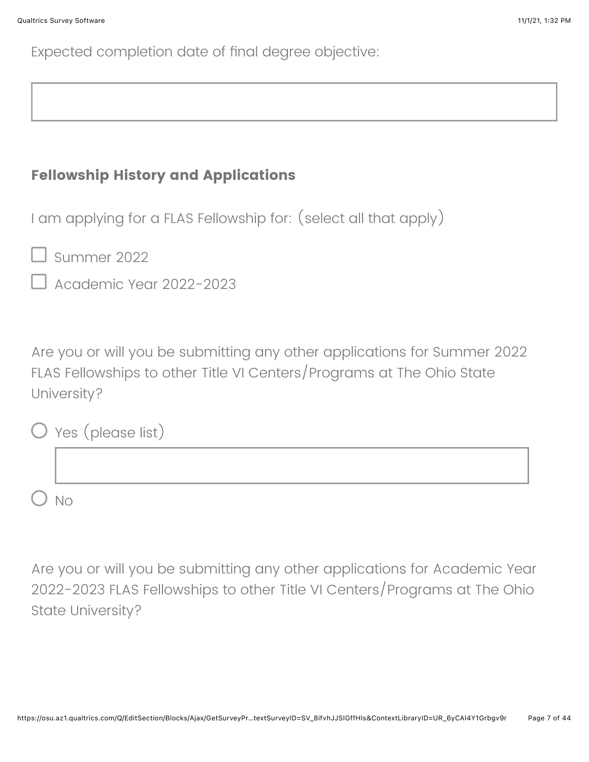Expected completion date of final degree objective:

## Fellowship History and Applications

I am applying for a FLAS Fellowship for: (select all that apply)

- [ ] Summer 2022
- [ ] Academic Year 2022-2023

Are you or will you be submitting any other applications for Summer 2022 FLAS Fellowships to other Title VI Centers/Programs at The Ohio State University?

- ( ) Yes (please list)
- ( ) No

Are you or will you be submitting any other applications for Academic Year 2022-2023 FLAS Fellowships to other Title VI Centers/Programs at The Ohio State University?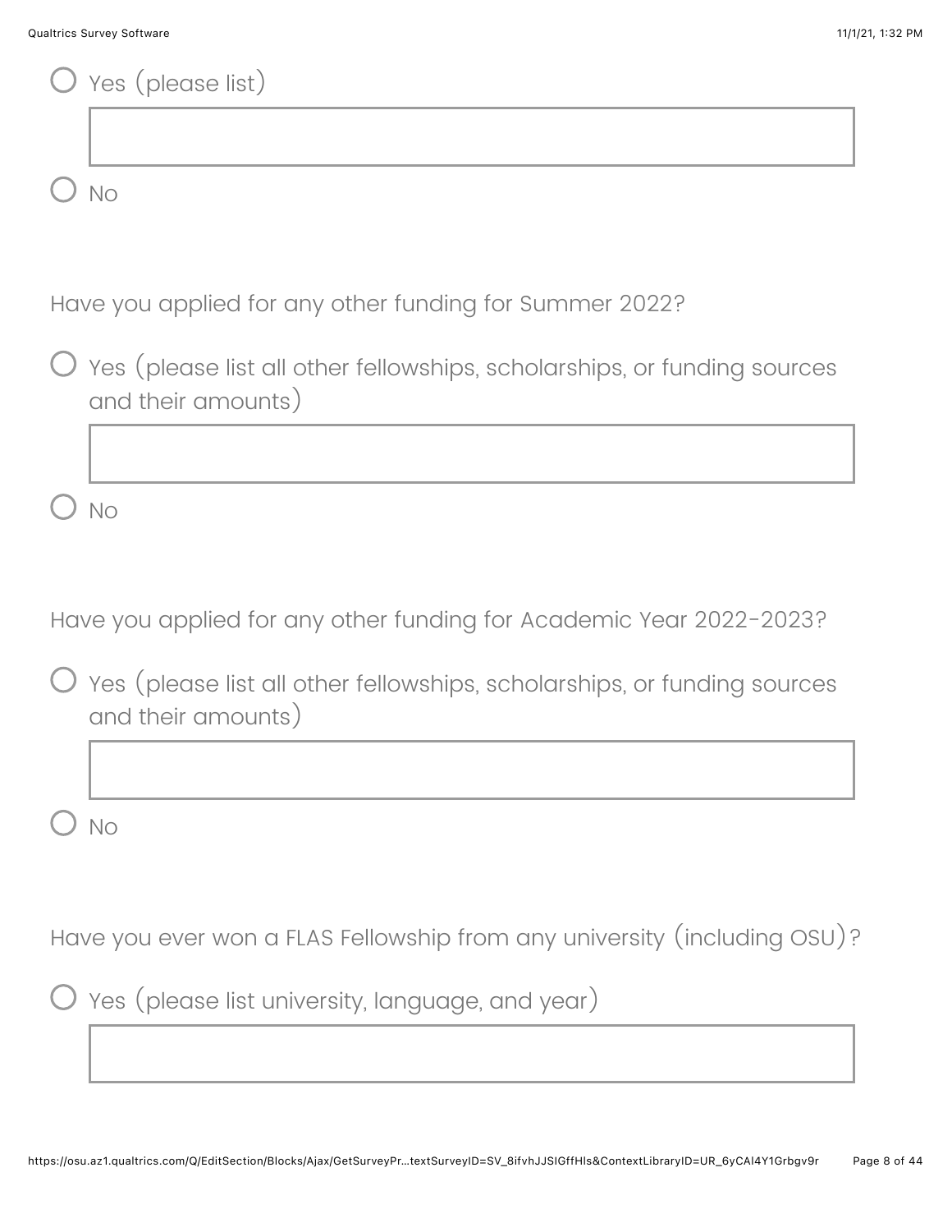○ Yes (please list)

○ No

Have you applied for any other funding for Summer 2022?

○ Yes (please list all other fellowships, scholarships, or funding sources and their amounts)

○ No

Have you applied for any other funding for Academic Year 2022-2023?

○ Yes (please list all other fellowships, scholarships, or funding sources and their amounts)

○ No

Have you ever won a FLAS Fellowship from any university (including OSU)?

○ Yes (please list university, language, and year)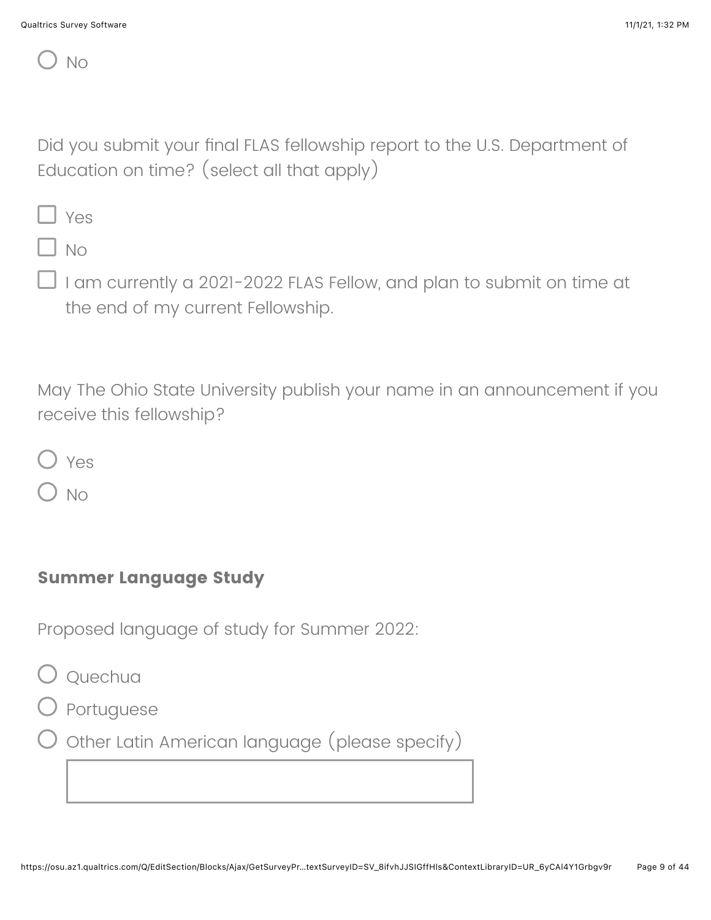- ○ No

Did you submit your final FLAS fellowship report to the U.S. Department of Education on time? (select all that apply)

- ☐ Yes
- ☐ No
- ☐ I am currently a 2021-2022 FLAS Fellow, and plan to submit on time at the end of my current Fellowship.

May The Ohio State University publish your name in an announcement if you receive this fellowship?

- ○ Yes
- ○ No

## Summer Language Study

Proposed language of study for Summer 2022:

- ○ Quechua
- ○ Portuguese
- ○ Other Latin American language (please specify) \_\_\_\_\_\_\_\_\_\_\_\_\_\_\_\_\_\_\_\_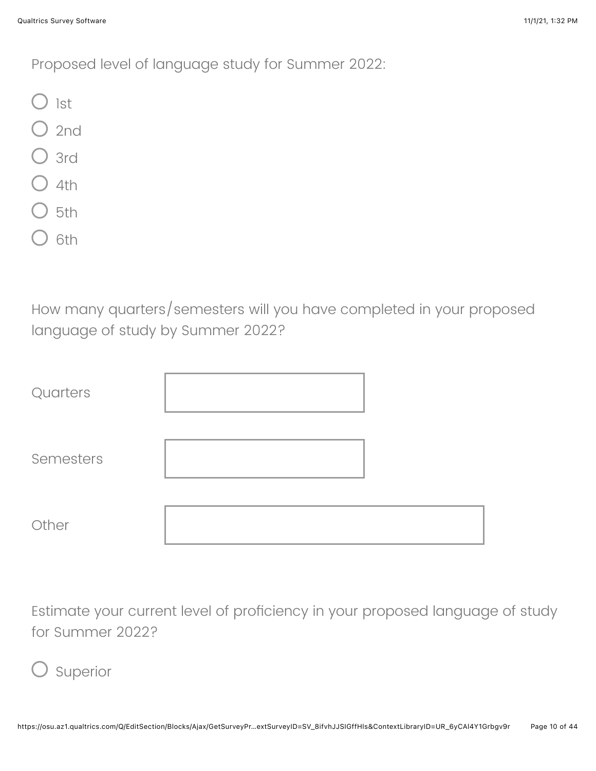Proposed level of language study for Summer 2022:

- ○ 1st
- ○ 2nd
- ○ 3rd
- ○ 4th
- ○ 5th
- ○ 6th

How many quarters/semesters will you have completed in your proposed language of study by Summer 2022?

| | |
|---|---|
| Quarters | |
| Semesters | |
| Other | |

Estimate your current level of proficiency in your proposed language of study for Summer 2022?

- ○ Superior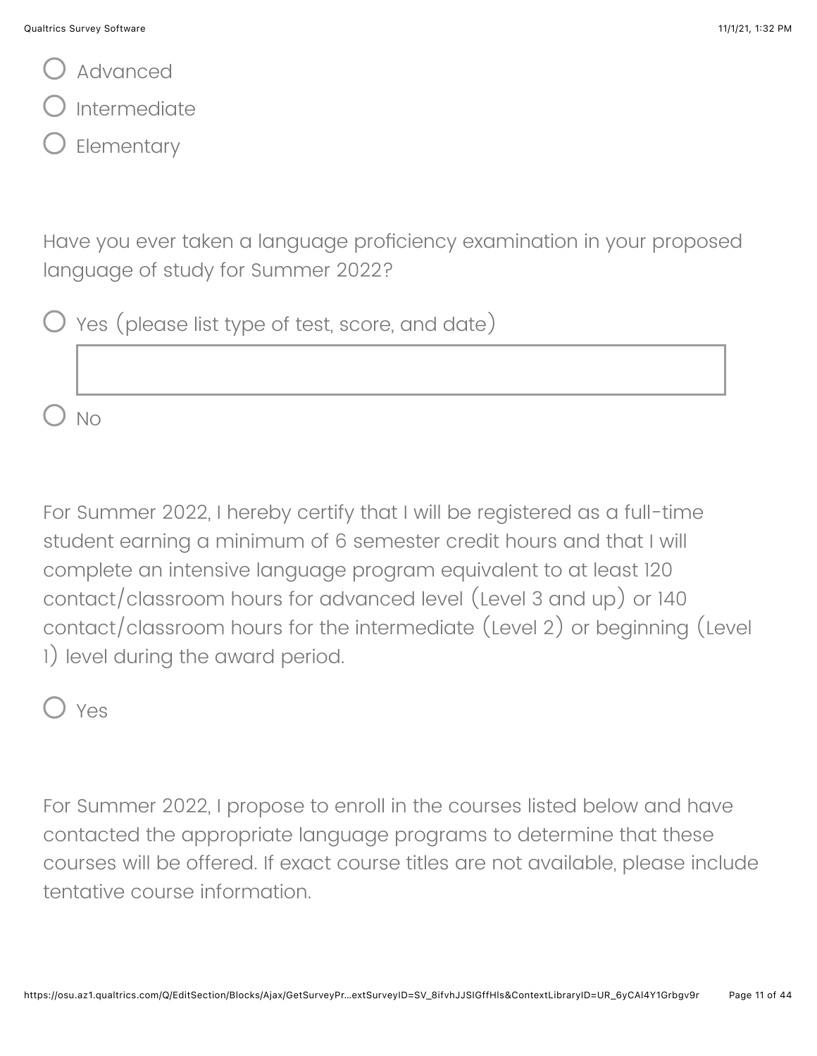- ○ Advanced
- ○ Intermediate
- ○ Elementary

Have you ever taken a language proficiency examination in your proposed language of study for Summer 2022?

- ○ Yes (please list type of test, score, and date)
- ○ No

For Summer 2022, I hereby certify that I will be registered as a full-time student earning a minimum of 6 semester credit hours and that I will complete an intensive language program equivalent to at least 120 contact/classroom hours for advanced level (Level 3 and up) or 140 contact/classroom hours for the intermediate (Level 2) or beginning (Level 1) level during the award period.

- ○ Yes

For Summer 2022, I propose to enroll in the courses listed below and have contacted the appropriate language programs to determine that these courses will be offered. If exact course titles are not available, please include tentative course information.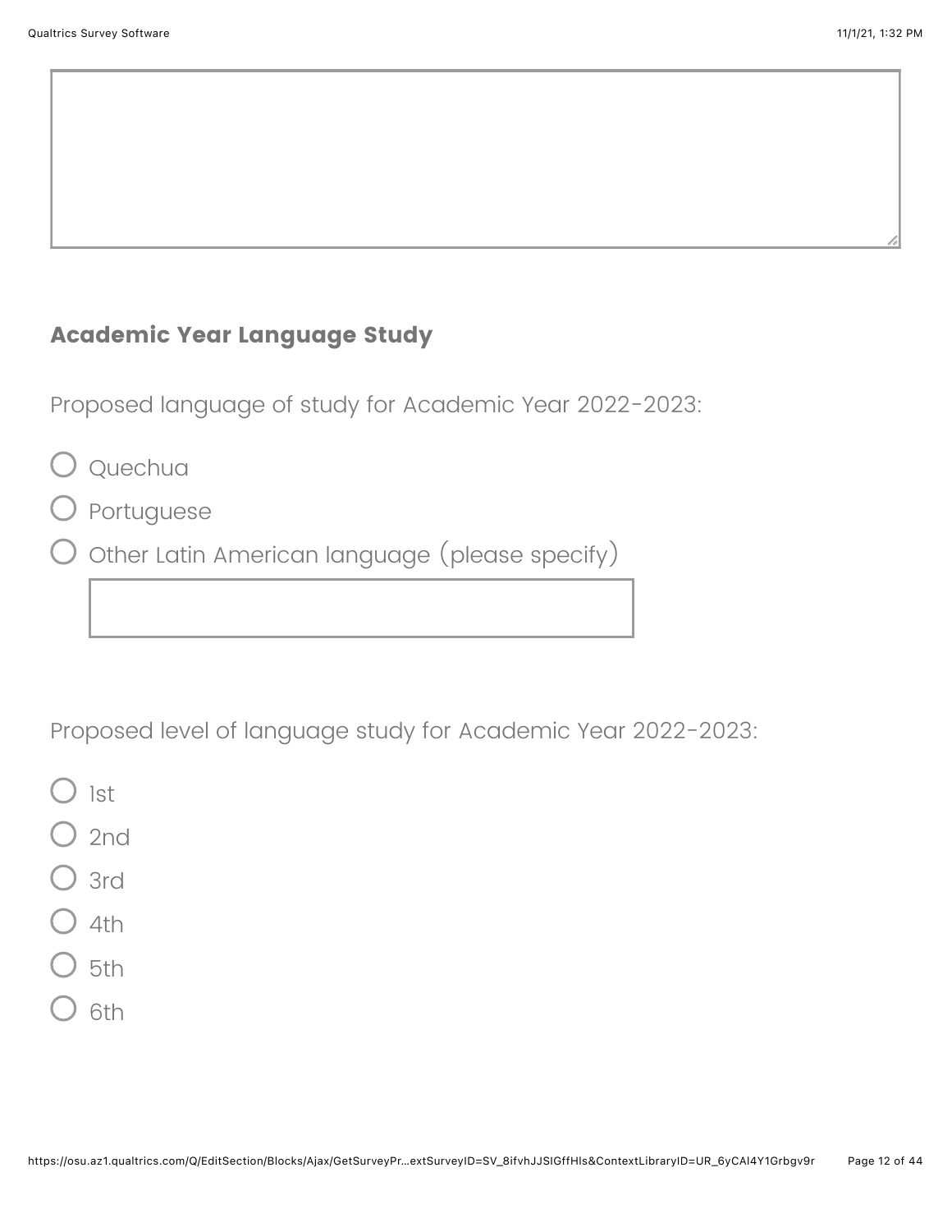## Academic Year Language Study

Proposed language of study for Academic Year 2022-2023:

- ○ Quechua
- ○ Portuguese
- ○ Other Latin American language (please specify)

Proposed level of language study for Academic Year 2022-2023:

- ○ 1st
- ○ 2nd
- ○ 3rd
- ○ 4th
- ○ 5th
- ○ 6th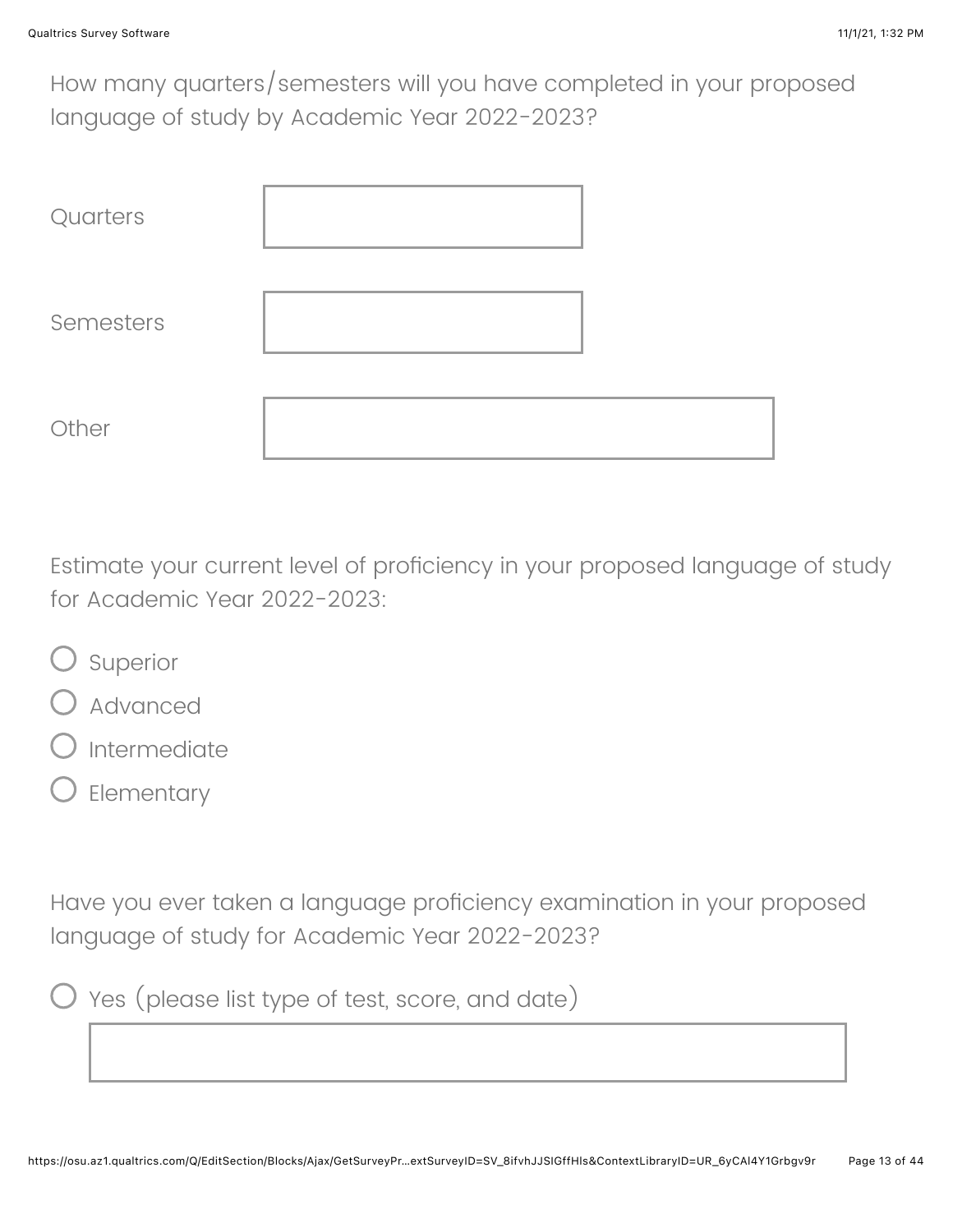How many quarters/semesters will you have completed in your proposed language of study by Academic Year 2022-2023?

Quarters

Semesters

Other

Estimate your current level of proficiency in your proposed language of study for Academic Year 2022-2023:

- Superior
- Advanced
- Intermediate
- Elementary

Have you ever taken a language proficiency examination in your proposed language of study for Academic Year 2022-2023?

- Yes (please list type of test, score, and date)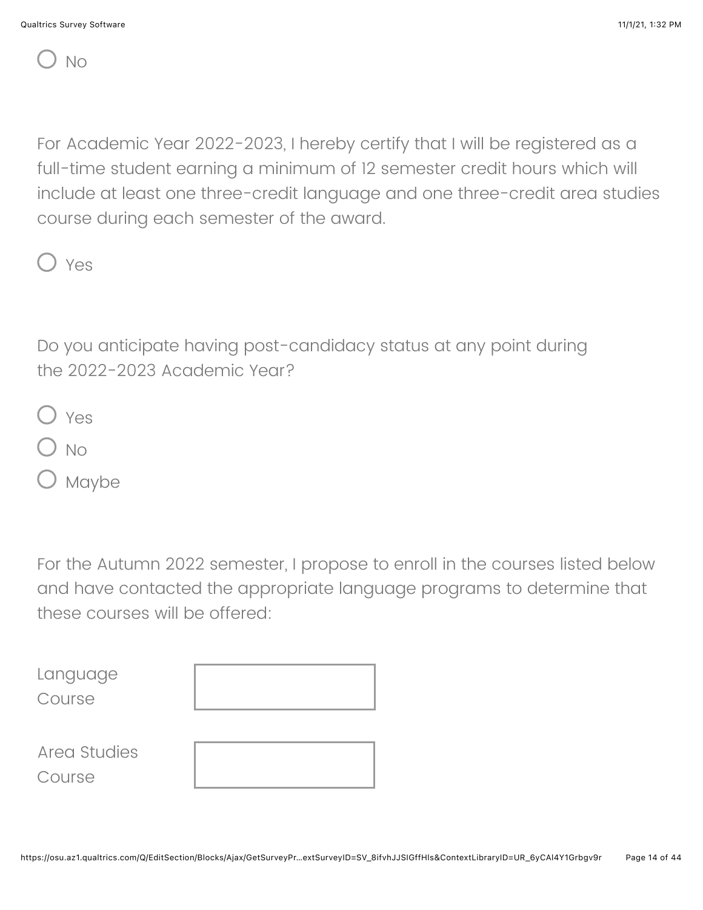○ No

For Academic Year 2022-2023, I hereby certify that I will be registered as a full-time student earning a minimum of 12 semester credit hours which will include at least one three-credit language and one three-credit area studies course during each semester of the award.

○ Yes

Do you anticipate having post-candidacy status at any point during the 2022-2023 Academic Year?

○ Yes
○ No
○ Maybe

For the Autumn 2022 semester, I propose to enroll in the courses listed below and have contacted the appropriate language programs to determine that these courses will be offered:

Language Course \_\_\_\_\_\_\_\_\_\_\_\_\_\_\_\_

Area Studies Course \_\_\_\_\_\_\_\_\_\_\_\_\_\_\_\_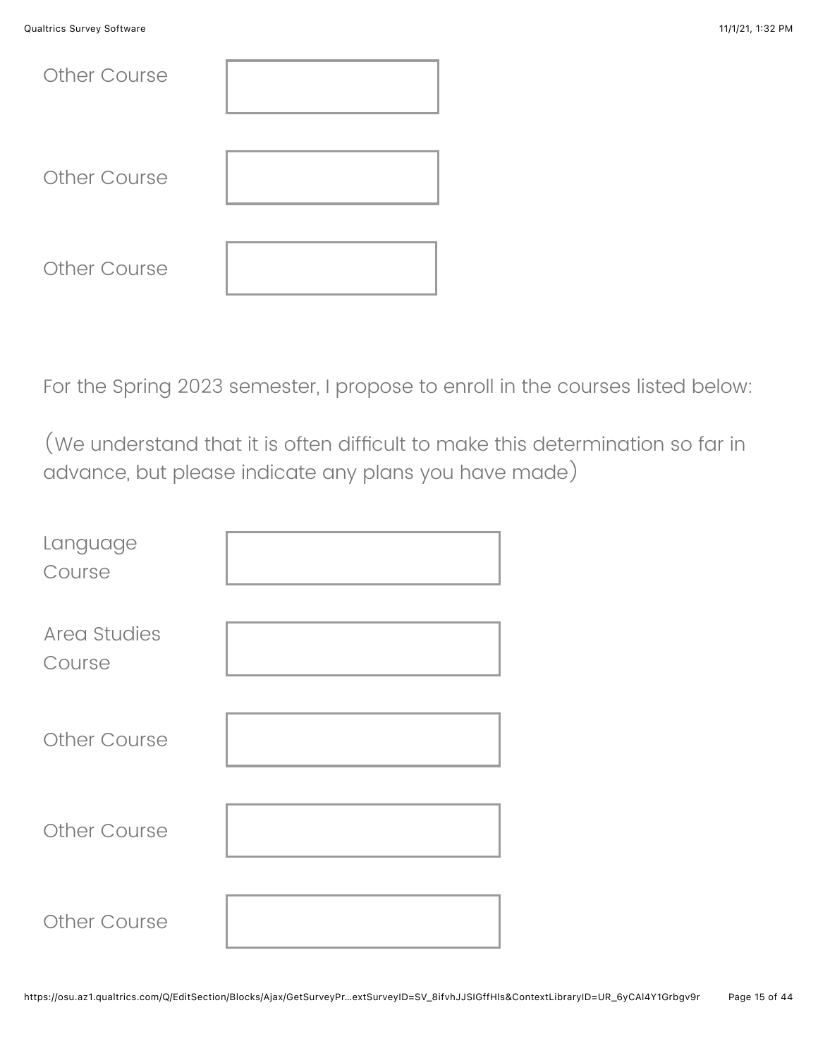Other Course

Other Course

Other Course

For the Spring 2023 semester, I propose to enroll in the courses listed below:

(We understand that it is often difficult to make this determination so far in advance, but please indicate any plans you have made)

Language Course

Area Studies Course

Other Course

Other Course

Other Course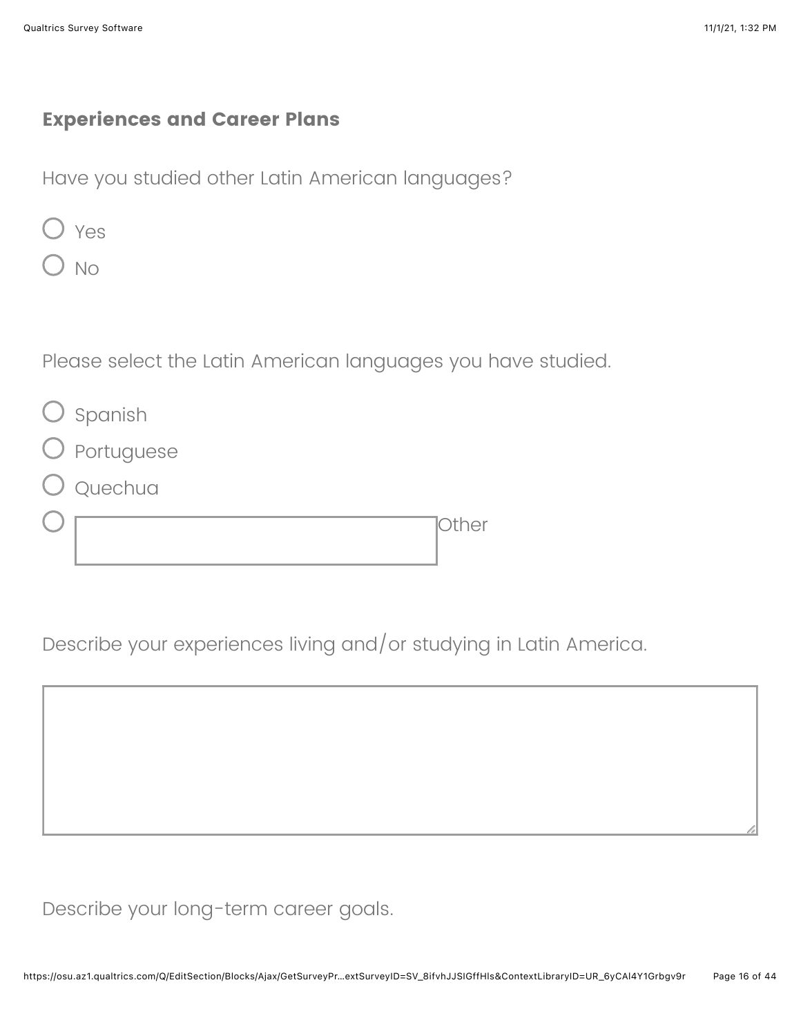## Experiences and Career Plans

Have you studied other Latin American languages?

- Yes
- No

Please select the Latin American languages you have studied.

- Spanish
- Portuguese
- Quechua
- Other

Describe your experiences living and/or studying in Latin America.

Describe your long-term career goals.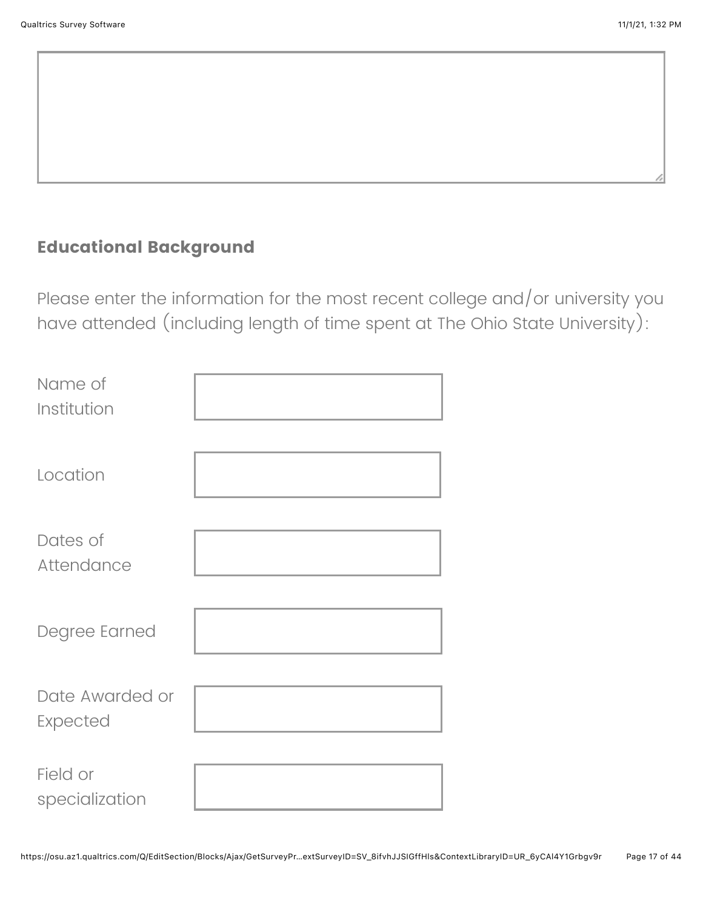## Educational Background

Please enter the information for the most recent college and/or university you have attended (including length of time spent at The Ohio State University):

| | |
|---|---|
| Name of Institution | |
| Location | |
| Dates of Attendance | |
| Degree Earned | |
| Date Awarded or Expected | |
| Field or specialization | |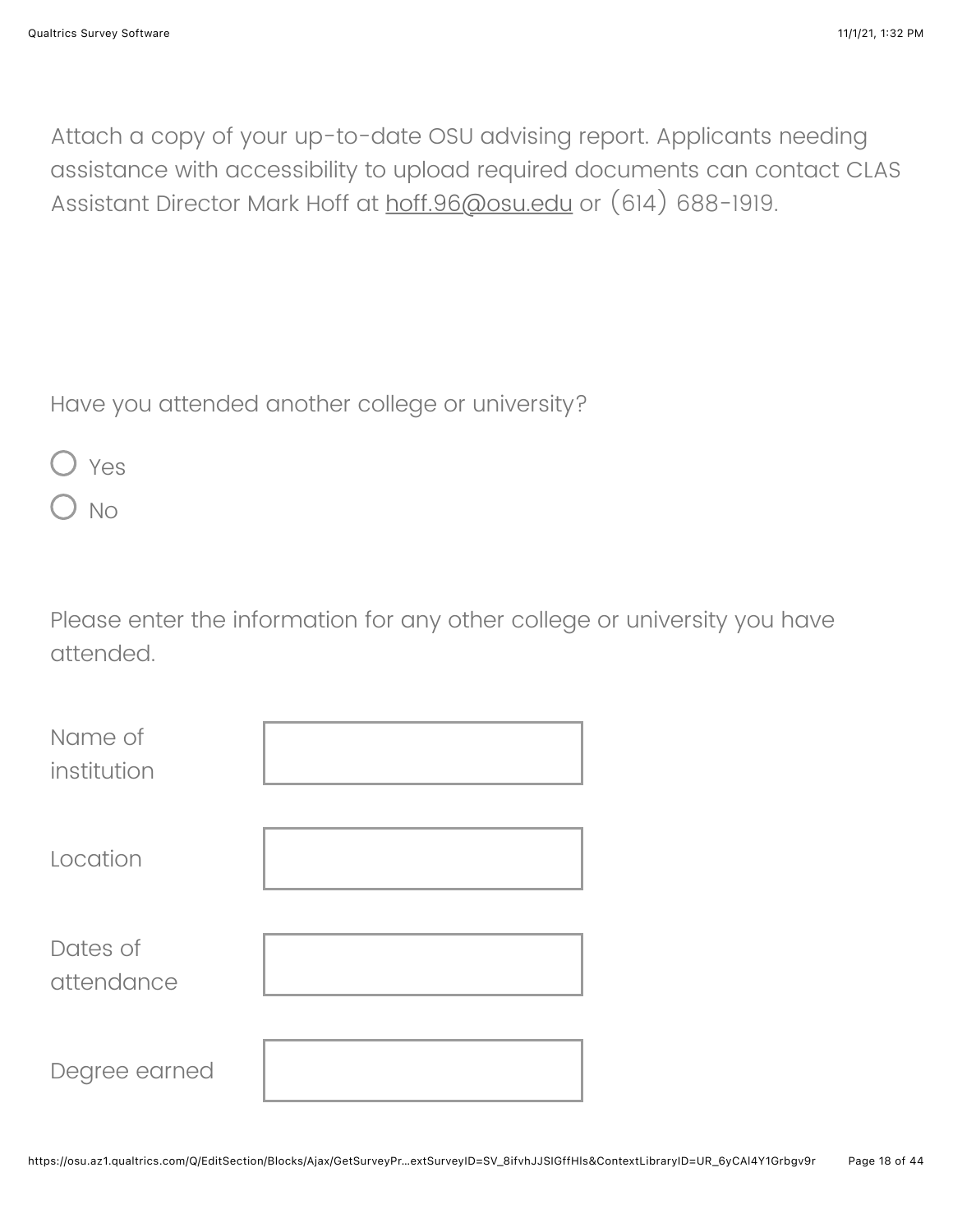Attach a copy of your up-to-date OSU advising report. Applicants needing assistance with accessibility to upload required documents can contact CLAS Assistant Director Mark Hoff at hoff.96@osu.edu or (614) 688-1919.

Have you attended another college or university?

- ○ Yes
- ○ No

Please enter the information for any other college or university you have attended.

| | |
|---|---|
| Name of institution | |
| Location | |
| Dates of attendance | |
| Degree earned | |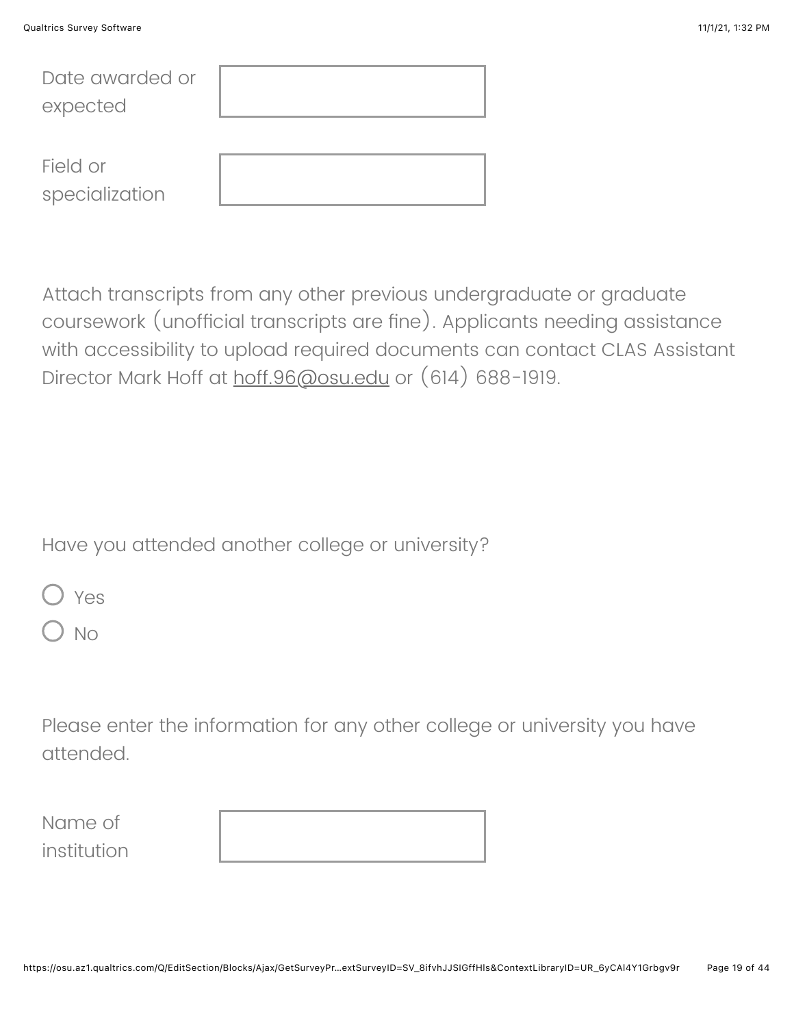Date awarded or expected

Field or specialization

Attach transcripts from any other previous undergraduate or graduate coursework (unofficial transcripts are fine). Applicants needing assistance with accessibility to upload required documents can contact CLAS Assistant Director Mark Hoff at hoff.96@osu.edu or (614) 688-1919.

Have you attended another college or university?

- Yes
- No

Please enter the information for any other college or university you have attended.

Name of institution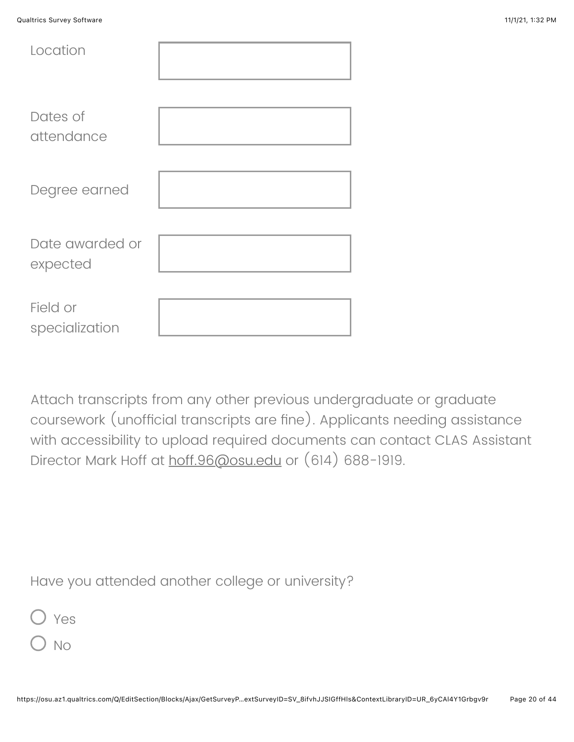| | |
| --- | --- |
| Location | |
| Dates of attendance | |
| Degree earned | |
| Date awarded or expected | |
| Field or specialization | |

Attach transcripts from any other previous undergraduate or graduate coursework (unofficial transcripts are fine). Applicants needing assistance with accessibility to upload required documents can contact CLAS Assistant Director Mark Hoff at hoff.96@osu.edu or (614) 688-1919.

Have you attended another college or university?

- ○ Yes
- ○ No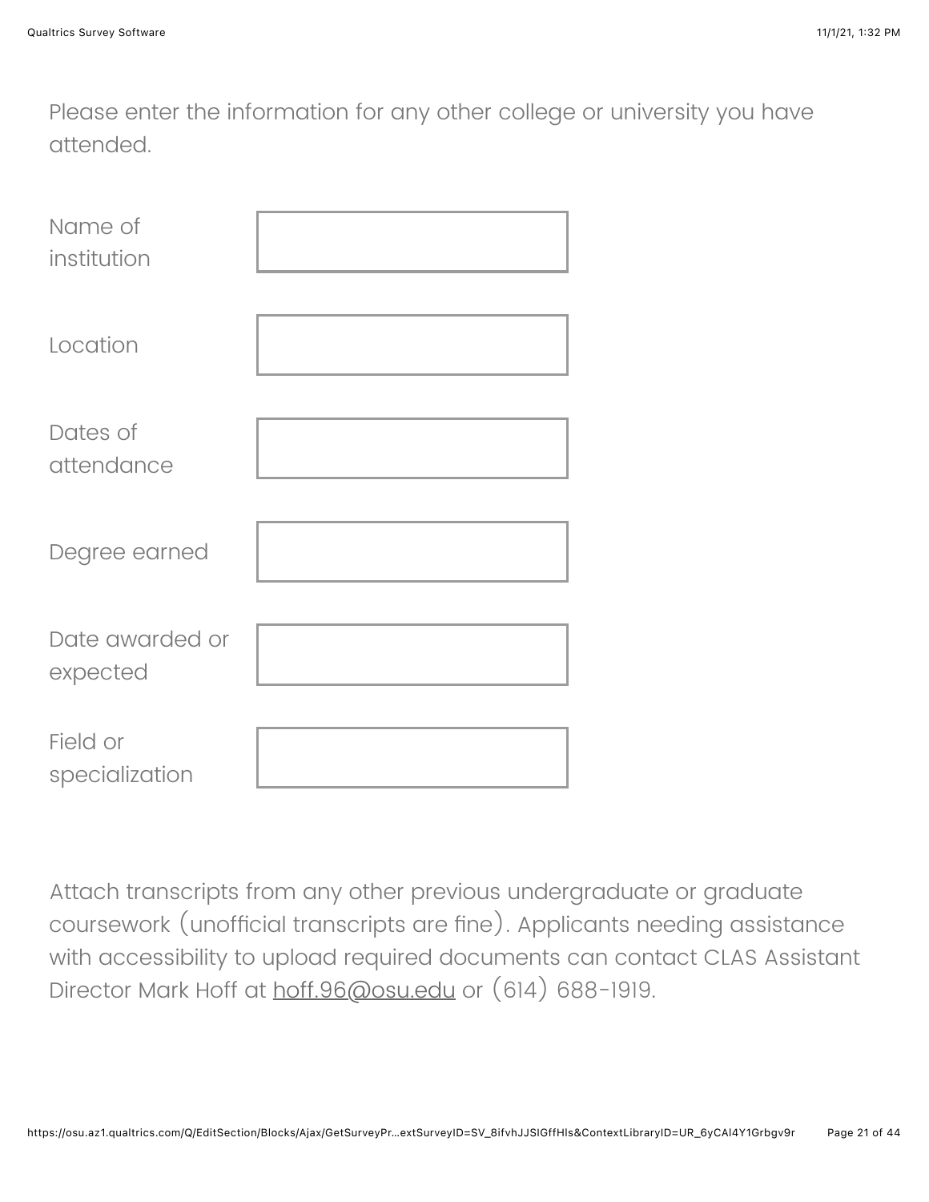Please enter the information for any other college or university you have attended.

| | |
|---|---|
| Name of institution | |
| Location | |
| Dates of attendance | |
| Degree earned | |
| Date awarded or expected | |
| Field or specialization | |

Attach transcripts from any other previous undergraduate or graduate coursework (unofficial transcripts are fine). Applicants needing assistance with accessibility to upload required documents can contact CLAS Assistant Director Mark Hoff at hoff.96@osu.edu or (614) 688-1919.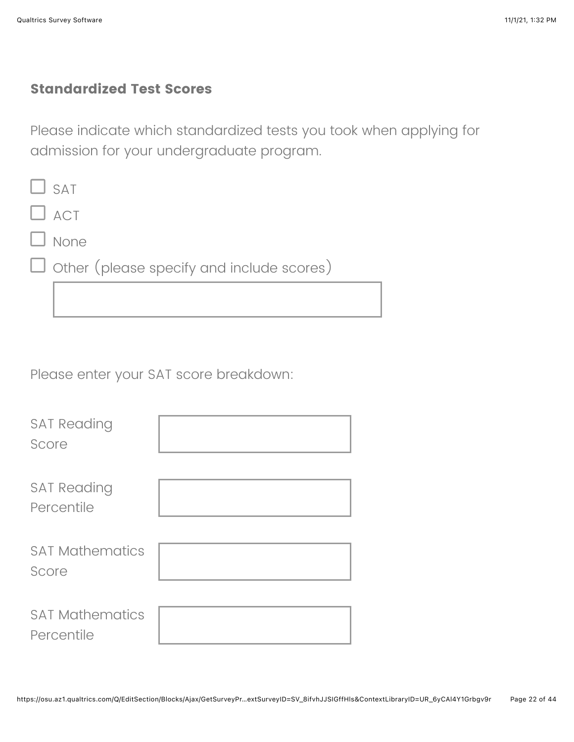### Standardized Test Scores

Please indicate which standardized tests you took when applying for admission for your undergraduate program.

- [ ] SAT
- [ ] ACT
- [ ] None
- [ ] Other (please specify and include scores) ______

Please enter your SAT score breakdown:

| | |
|---|---|
| SAT Reading Score | |
| SAT Reading Percentile | |
| SAT Mathematics Score | |
| SAT Mathematics Percentile | |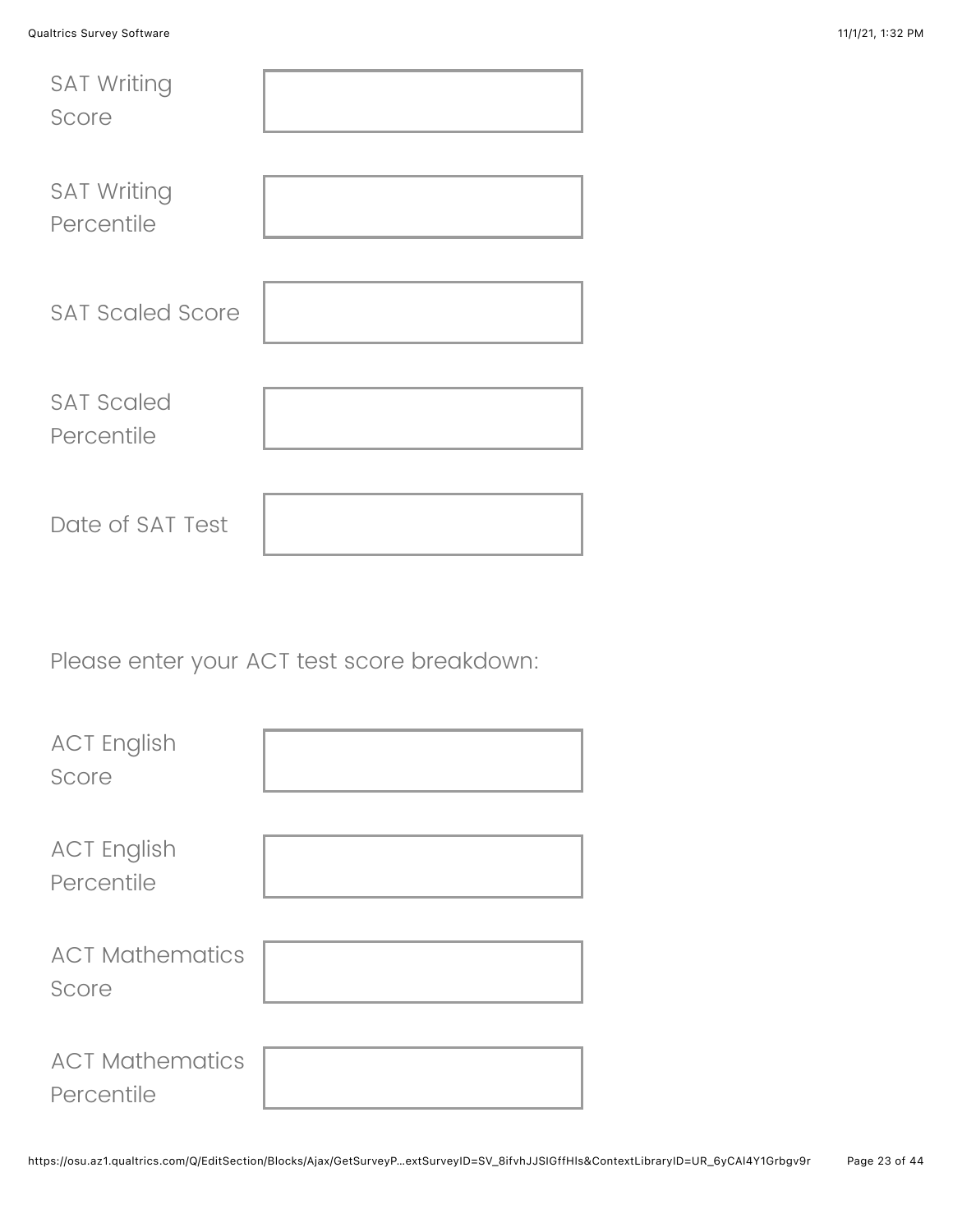SAT Writing Score

SAT Writing Percentile

SAT Scaled Score

SAT Scaled Percentile

Date of SAT Test

Please enter your ACT test score breakdown:

ACT English Score

ACT English Percentile

ACT Mathematics Score

ACT Mathematics Percentile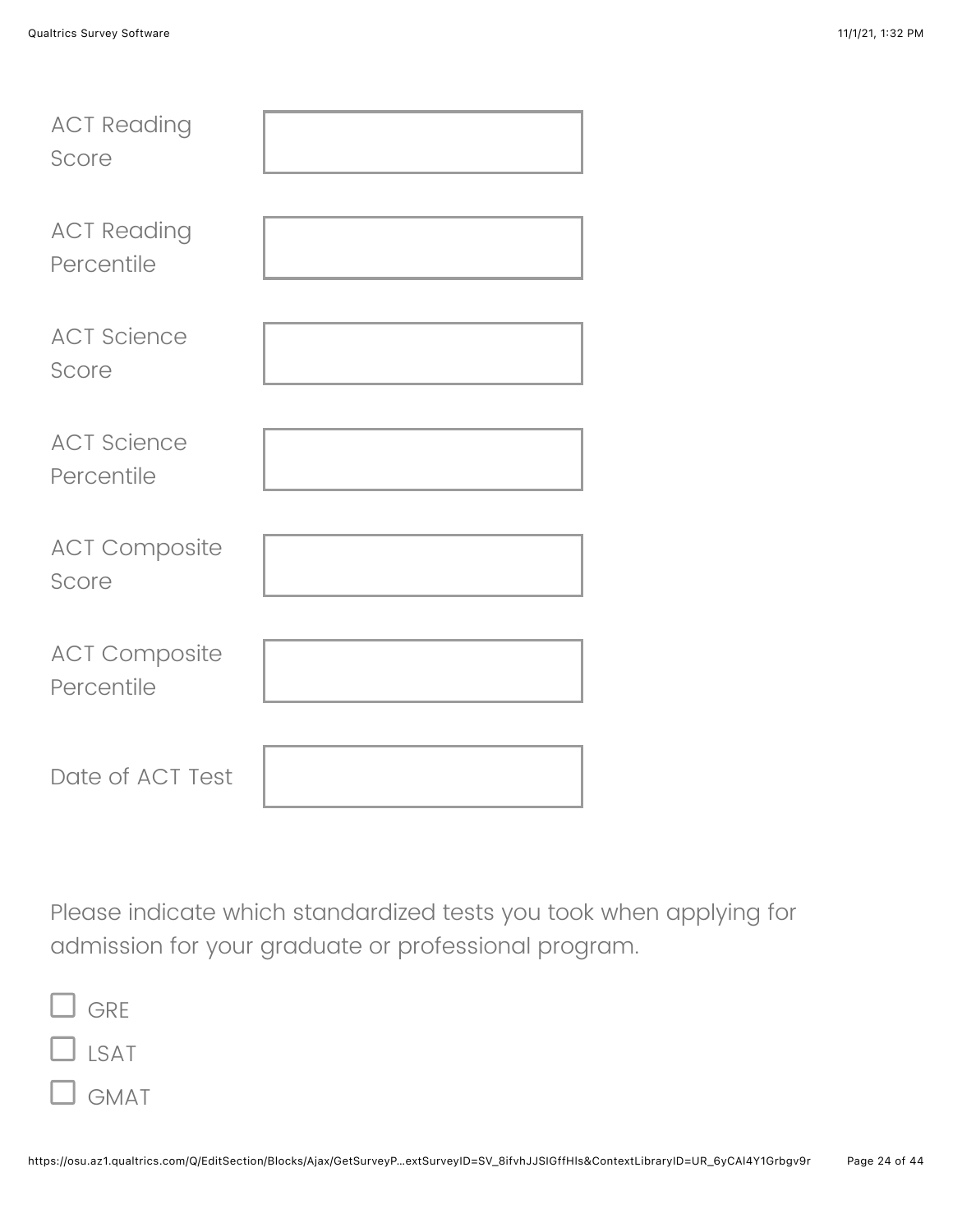ACT Reading Score: ____________________

ACT Reading Percentile: ____________________

ACT Science Score: ____________________

ACT Science Percentile: ____________________

ACT Composite Score: ____________________

ACT Composite Percentile: ____________________

Date of ACT Test: ____________________

Please indicate which standardized tests you took when applying for admission for your graduate or professional program.

- ☐ GRE
- ☐ LSAT
- ☐ GMAT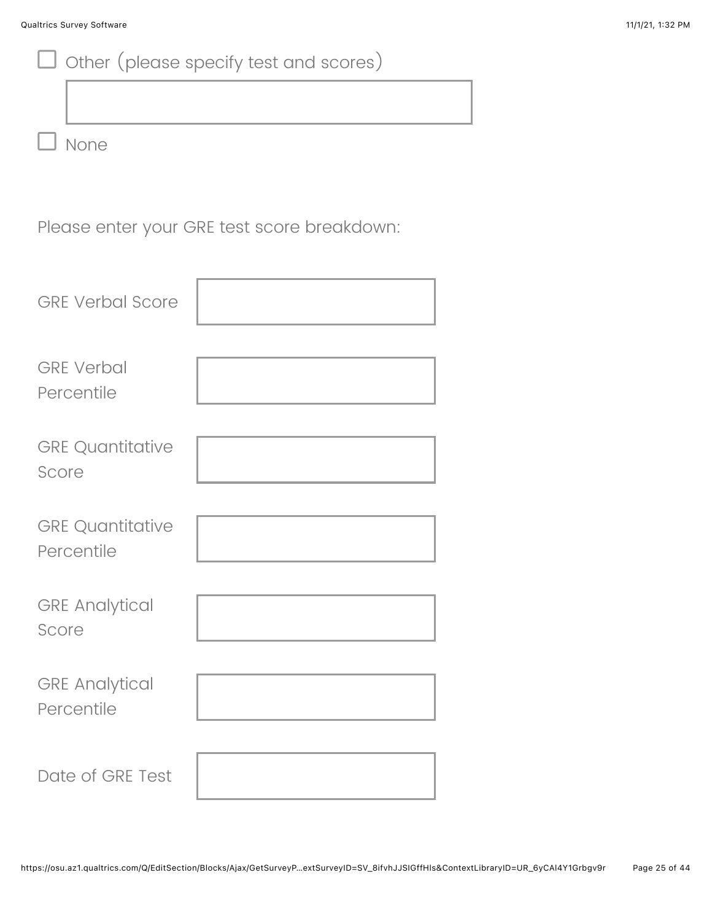☐ Other (please specify test and scores)

☐ None

Please enter your GRE test score breakdown:

| | |
|---|---|
| GRE Verbal Score | |
| GRE Verbal Percentile | |
| GRE Quantitative Score | |
| GRE Quantitative Percentile | |
| GRE Analytical Score | |
| GRE Analytical Percentile | |
| Date of GRE Test | |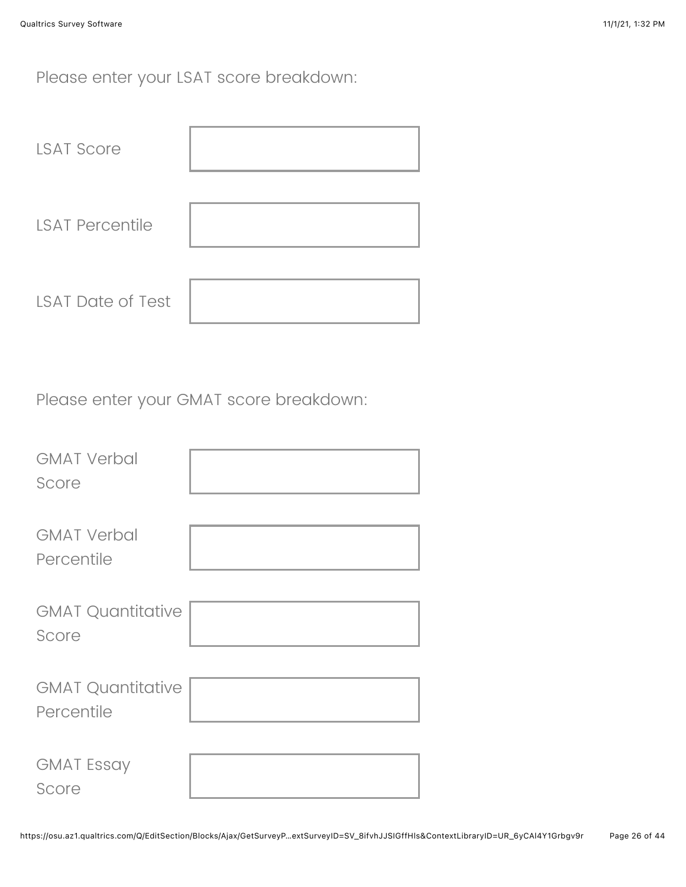Please enter your LSAT score breakdown:

| | |
|---|---|
| LSAT Score | |
| LSAT Percentile | |
| LSAT Date of Test | |

Please enter your GMAT score breakdown:

| | |
|---|---|
| GMAT Verbal Score | |
| GMAT Verbal Percentile | |
| GMAT Quantitative Score | |
| GMAT Quantitative Percentile | |
| GMAT Essay Score | |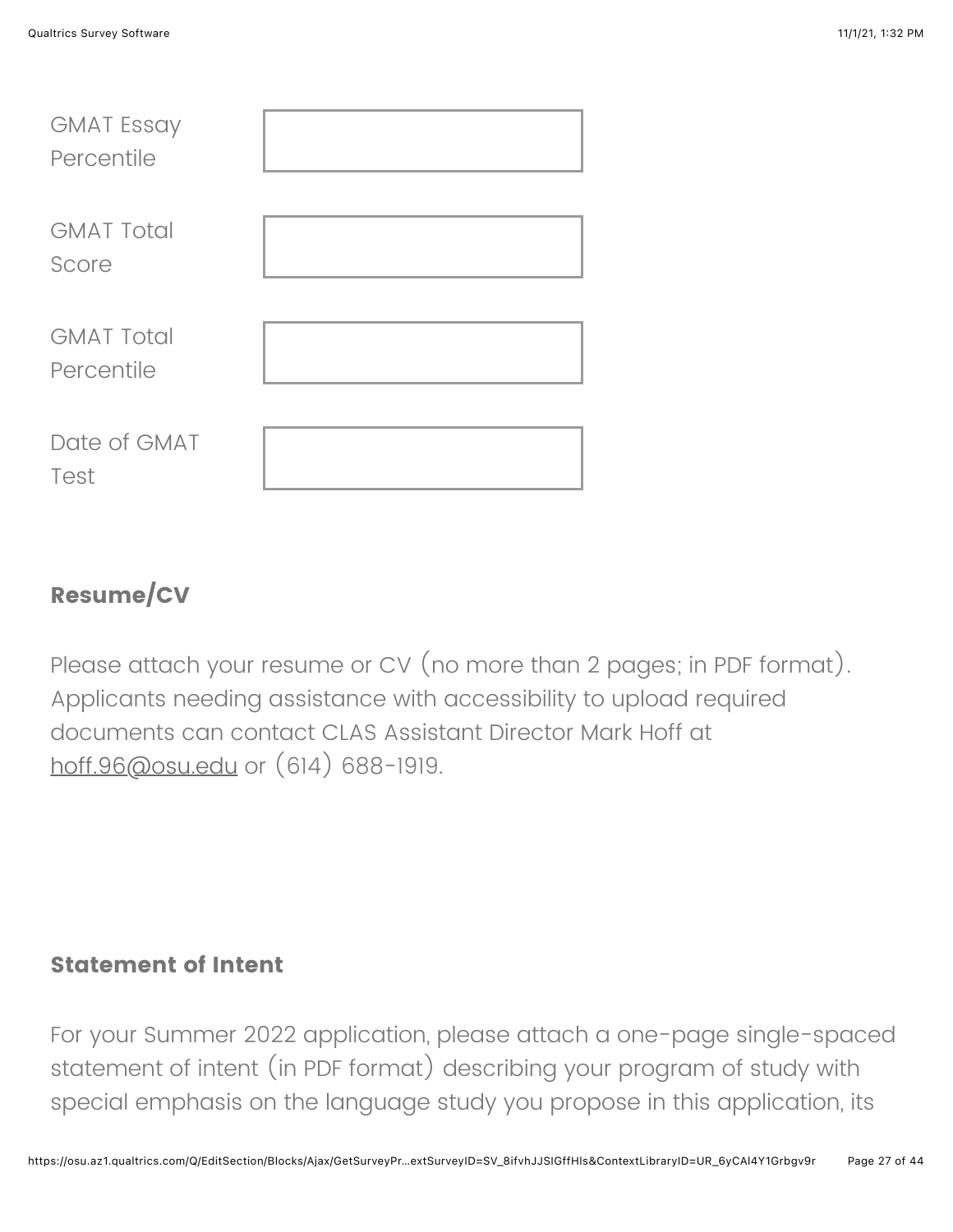GMAT Essay Percentile

GMAT Total Score

GMAT Total Percentile

Date of GMAT Test

**Resume/CV**

Please attach your resume or CV (no more than 2 pages; in PDF format). Applicants needing assistance with accessibility to upload required documents can contact CLAS Assistant Director Mark Hoff at hoff.96@osu.edu or (614) 688-1919.

**Statement of Intent**

For your Summer 2022 application, please attach a one-page single-spaced statement of intent (in PDF format) describing your program of study with special emphasis on the language study you propose in this application, its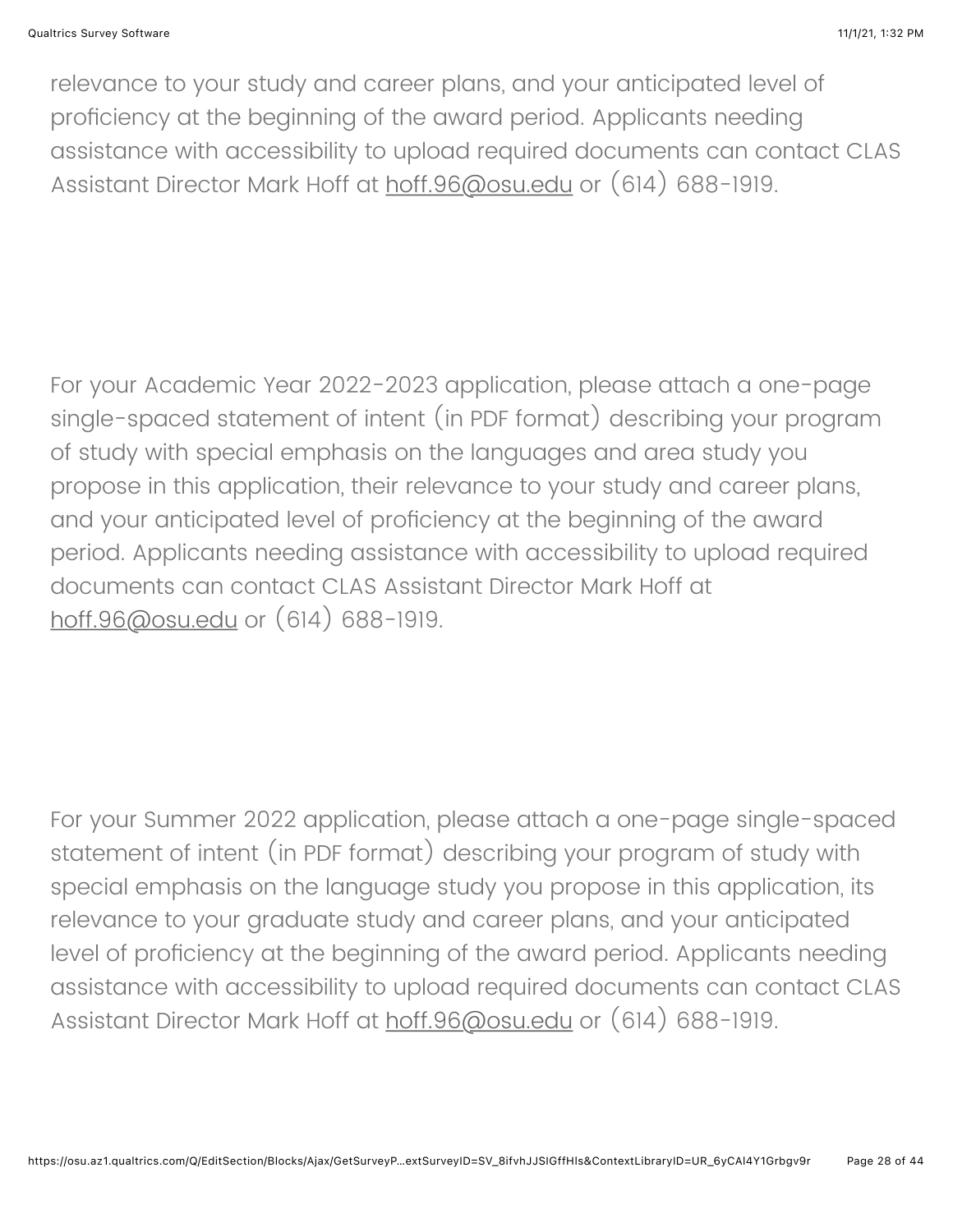relevance to your study and career plans, and your anticipated level of proficiency at the beginning of the award period. Applicants needing assistance with accessibility to upload required documents can contact CLAS Assistant Director Mark Hoff at hoff.96@osu.edu or (614) 688-1919.

For your Academic Year 2022-2023 application, please attach a one-page single-spaced statement of intent (in PDF format) describing your program of study with special emphasis on the languages and area study you propose in this application, their relevance to your study and career plans, and your anticipated level of proficiency at the beginning of the award period. Applicants needing assistance with accessibility to upload required documents can contact CLAS Assistant Director Mark Hoff at hoff.96@osu.edu or (614) 688-1919.

For your Summer 2022 application, please attach a one-page single-spaced statement of intent (in PDF format) describing your program of study with special emphasis on the language study you propose in this application, its relevance to your graduate study and career plans, and your anticipated level of proficiency at the beginning of the award period. Applicants needing assistance with accessibility to upload required documents can contact CLAS Assistant Director Mark Hoff at hoff.96@osu.edu or (614) 688-1919.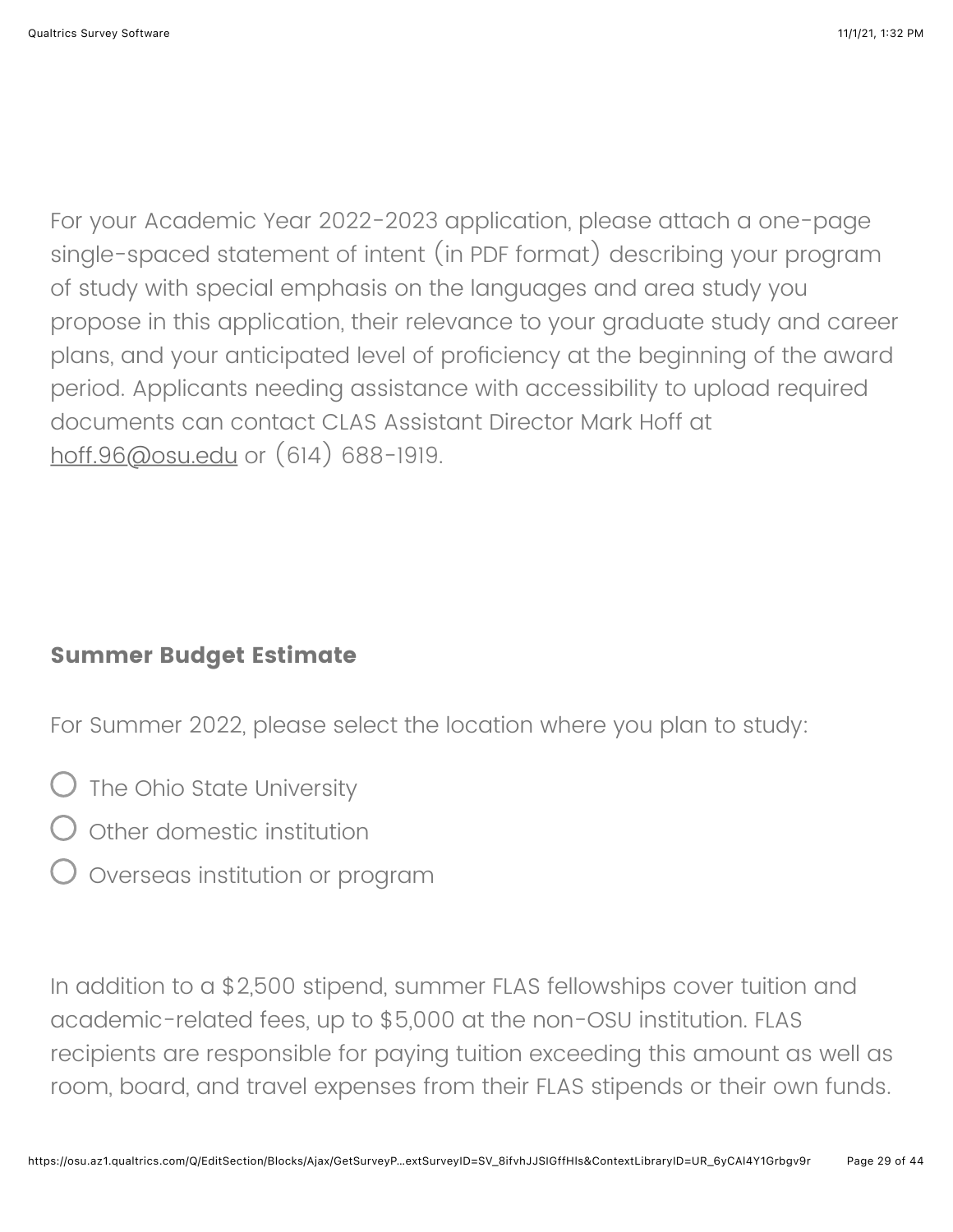For your Academic Year 2022-2023 application, please attach a one-page single-spaced statement of intent (in PDF format) describing your program of study with special emphasis on the languages and area study you propose in this application, their relevance to your graduate study and career plans, and your anticipated level of proficiency at the beginning of the award period. Applicants needing assistance with accessibility to upload required documents can contact CLAS Assistant Director Mark Hoff at hoff.96@osu.edu or (614) 688-1919.

**Summer Budget Estimate**

For Summer 2022, please select the location where you plan to study:

- ○ The Ohio State University
- ○ Other domestic institution
- ○ Overseas institution or program

In addition to a $2,500 stipend, summer FLAS fellowships cover tuition and academic-related fees, up to $5,000 at the non-OSU institution. FLAS recipients are responsible for paying tuition exceeding this amount as well as room, board, and travel expenses from their FLAS stipends or their own funds.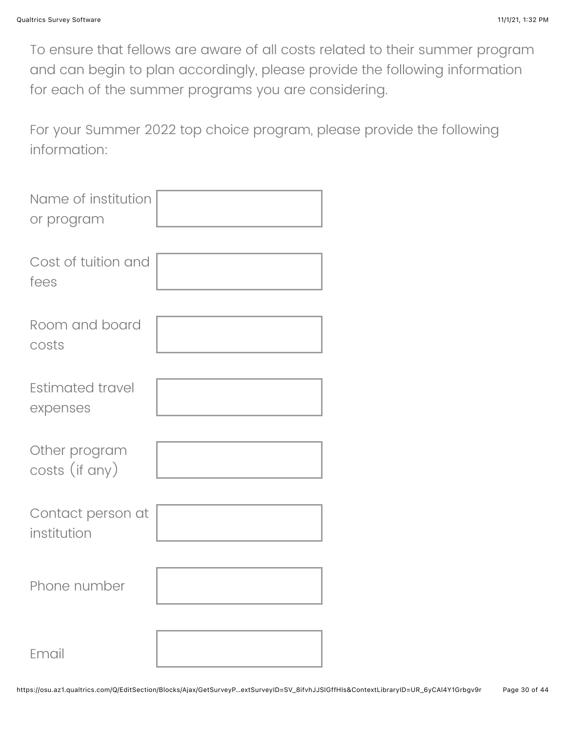To ensure that fellows are aware of all costs related to their summer program and can begin to plan accordingly, please provide the following information for each of the summer programs you are considering.

For your Summer 2022 top choice program, please provide the following information:

| | |
|---|---|
| Name of institution or program | |
| Cost of tuition and fees | |
| Room and board costs | |
| Estimated travel expenses | |
| Other program costs (if any) | |
| Contact person at institution | |
| Phone number | |
| Email | |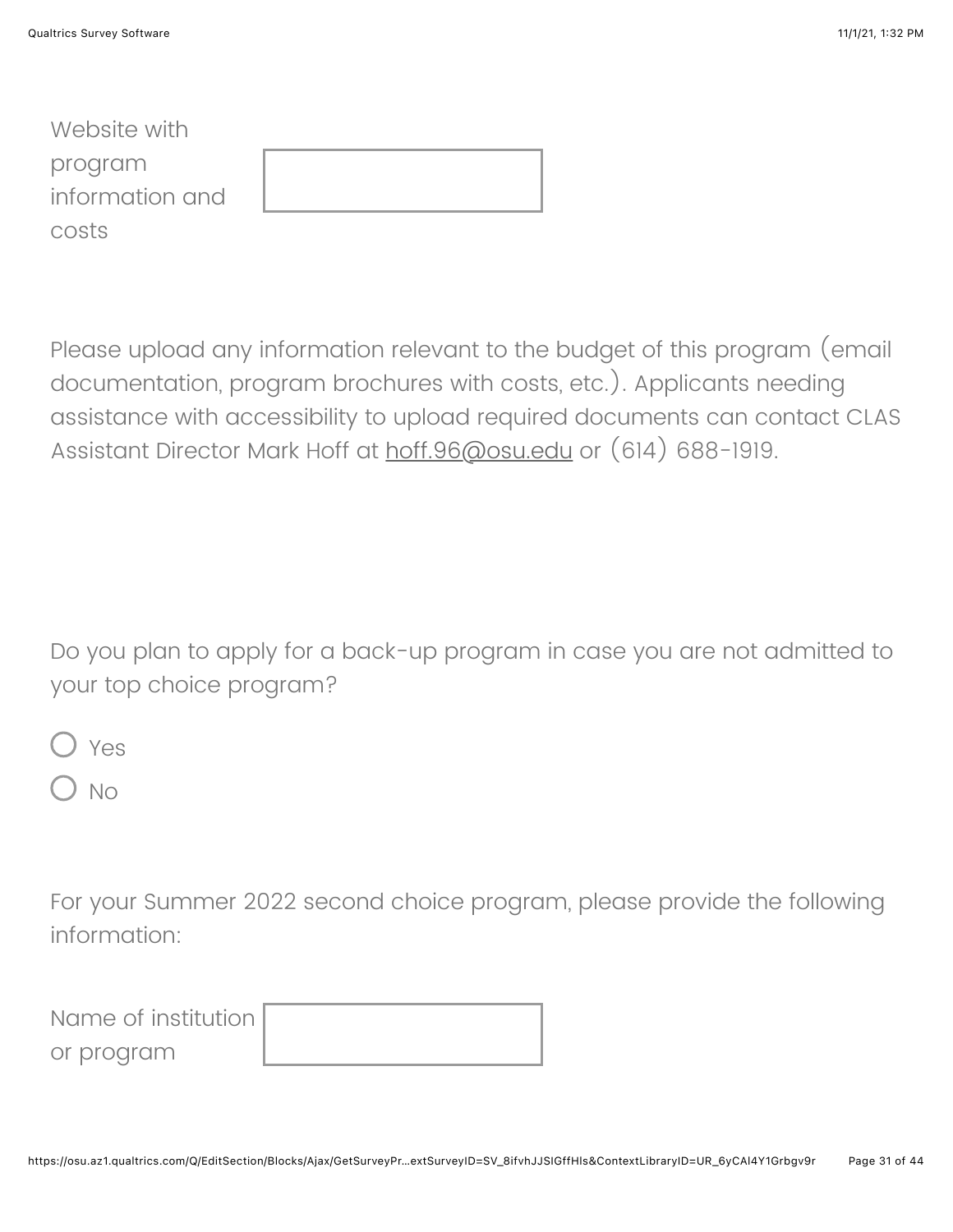Website with program information and costs

Please upload any information relevant to the budget of this program (email documentation, program brochures with costs, etc.). Applicants needing assistance with accessibility to upload required documents can contact CLAS Assistant Director Mark Hoff at hoff.96@osu.edu or (614) 688-1919.

Do you plan to apply for a back-up program in case you are not admitted to your top choice program?

- Yes
- No

For your Summer 2022 second choice program, please provide the following information:

Name of institution or program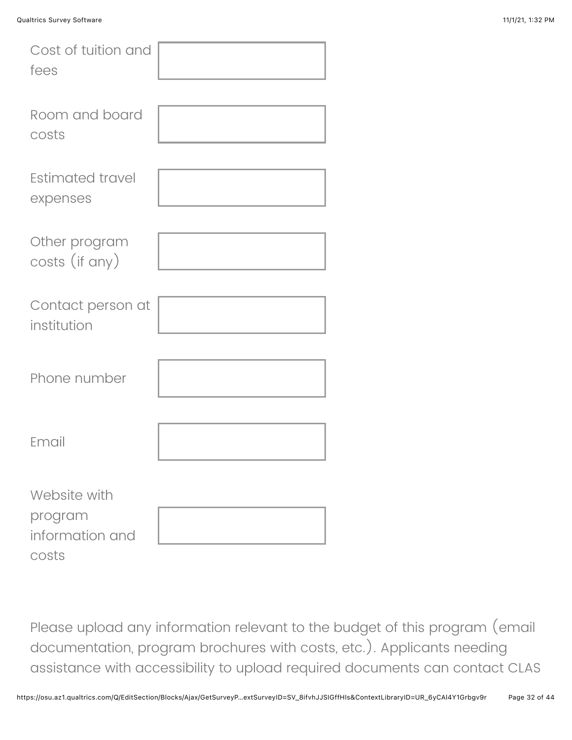Cost of tuition and fees

Room and board costs

Estimated travel expenses

Other program costs (if any)

Contact person at institution

Phone number

Email

Website with program information and costs

Please upload any information relevant to the budget of this program (email documentation, program brochures with costs, etc.). Applicants needing assistance with accessibility to upload required documents can contact CLAS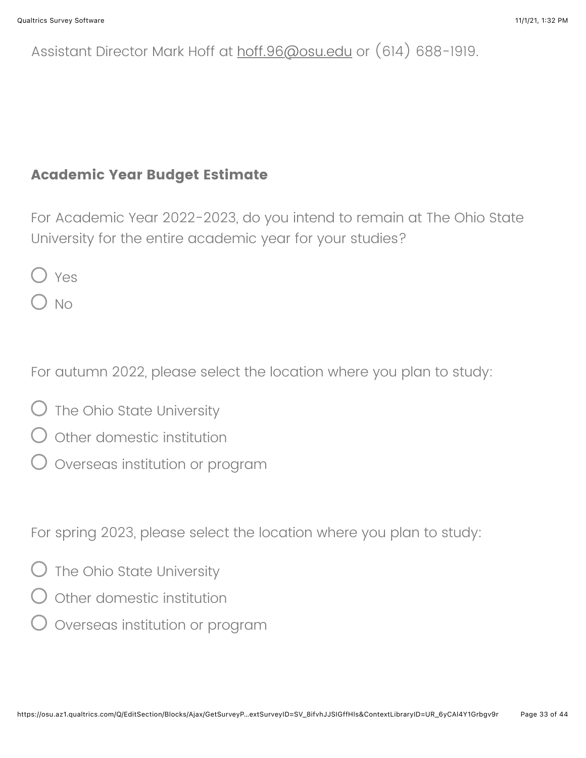Assistant Director Mark Hoff at hoff.96@osu.edu or (614) 688-1919.

## Academic Year Budget Estimate

For Academic Year 2022-2023, do you intend to remain at The Ohio State University for the entire academic year for your studies?

- Yes
- No

For autumn 2022, please select the location where you plan to study:

- The Ohio State University
- Other domestic institution
- Overseas institution or program

For spring 2023, please select the location where you plan to study:

- The Ohio State University
- Other domestic institution
- Overseas institution or program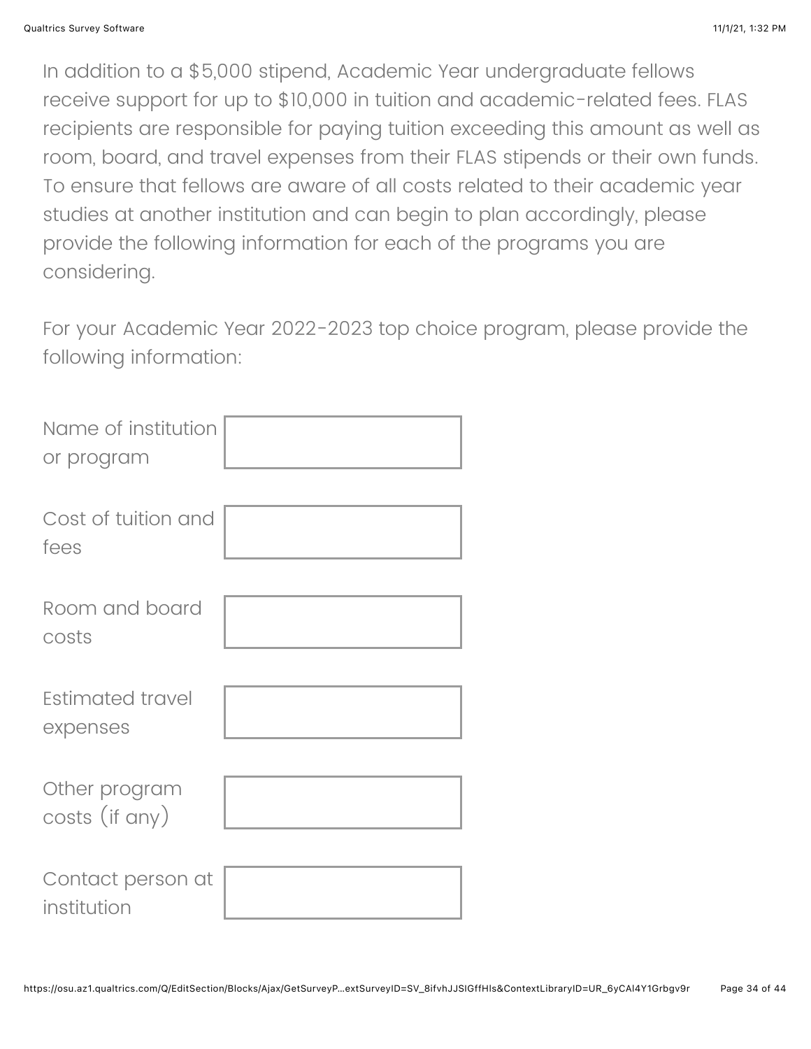In addition to a $5,000 stipend, Academic Year undergraduate fellows receive support for up to $10,000 in tuition and academic-related fees. FLAS recipients are responsible for paying tuition exceeding this amount as well as room, board, and travel expenses from their FLAS stipends or their own funds. To ensure that fellows are aware of all costs related to their academic year studies at another institution and can begin to plan accordingly, please provide the following information for each of the programs you are considering.

For your Academic Year 2022-2023 top choice program, please provide the following information:

| | |
|---|---|
| Name of institution or program | |
| Cost of tuition and fees | |
| Room and board costs | |
| Estimated travel expenses | |
| Other program costs (if any) | |
| Contact person at institution | |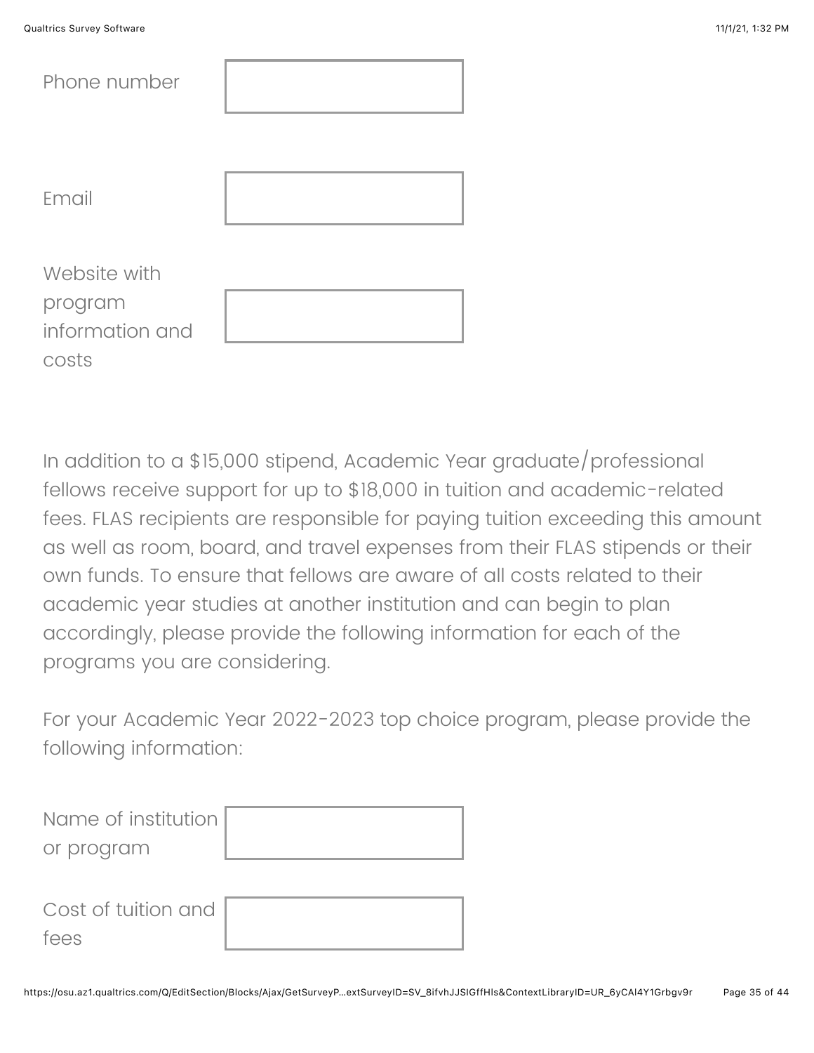Phone number

Email

Website with program information and costs

In addition to a $15,000 stipend, Academic Year graduate/professional fellows receive support for up to $18,000 in tuition and academic-related fees. FLAS recipients are responsible for paying tuition exceeding this amount as well as room, board, and travel expenses from their FLAS stipends or their own funds. To ensure that fellows are aware of all costs related to their academic year studies at another institution and can begin to plan accordingly, please provide the following information for each of the programs you are considering.

For your Academic Year 2022-2023 top choice program, please provide the following information:

Name of institution or program

Cost of tuition and fees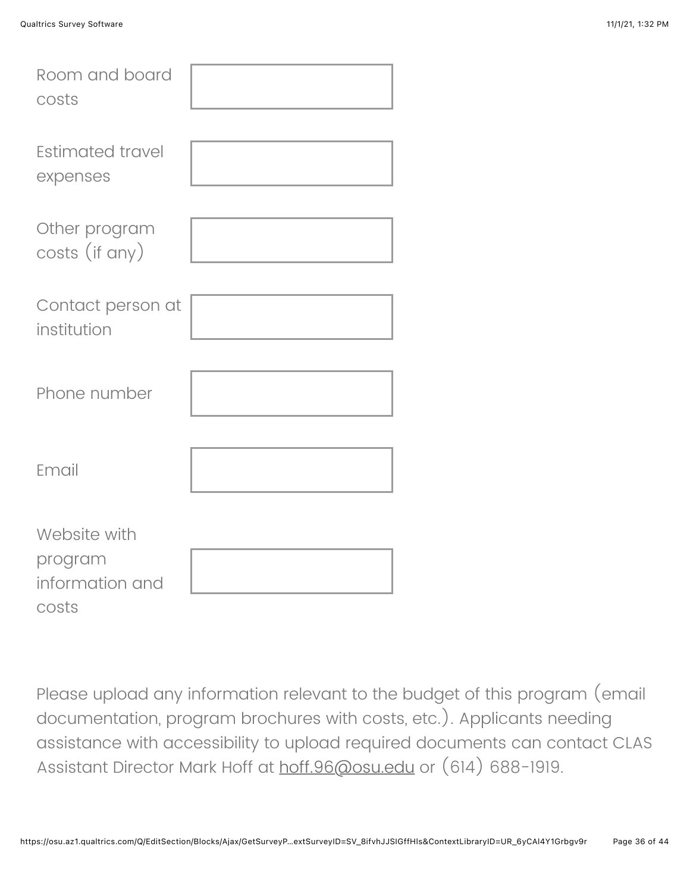| | |
|---|---|
| Room and board costs | |
| Estimated travel expenses | |
| Other program costs (if any) | |
| Contact person at institution | |
| Phone number | |
| Email | |
| Website with program information and costs | |

Please upload any information relevant to the budget of this program (email documentation, program brochures with costs, etc.). Applicants needing assistance with accessibility to upload required documents can contact CLAS Assistant Director Mark Hoff at hoff.96@osu.edu or (614) 688-1919.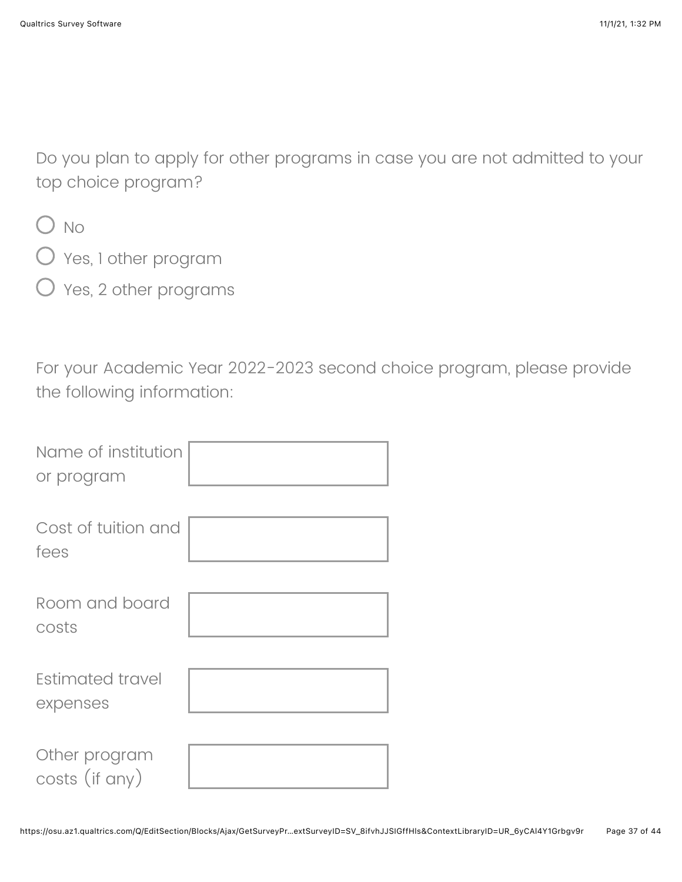Do you plan to apply for other programs in case you are not admitted to your top choice program?

- ○ No
- ○ Yes, 1 other program
- ○ Yes, 2 other programs

For your Academic Year 2022-2023 second choice program, please provide the following information:

| | |
|---|---|
| Name of institution or program | |
| Cost of tuition and fees | |
| Room and board costs | |
| Estimated travel expenses | |
| Other program costs (if any) | |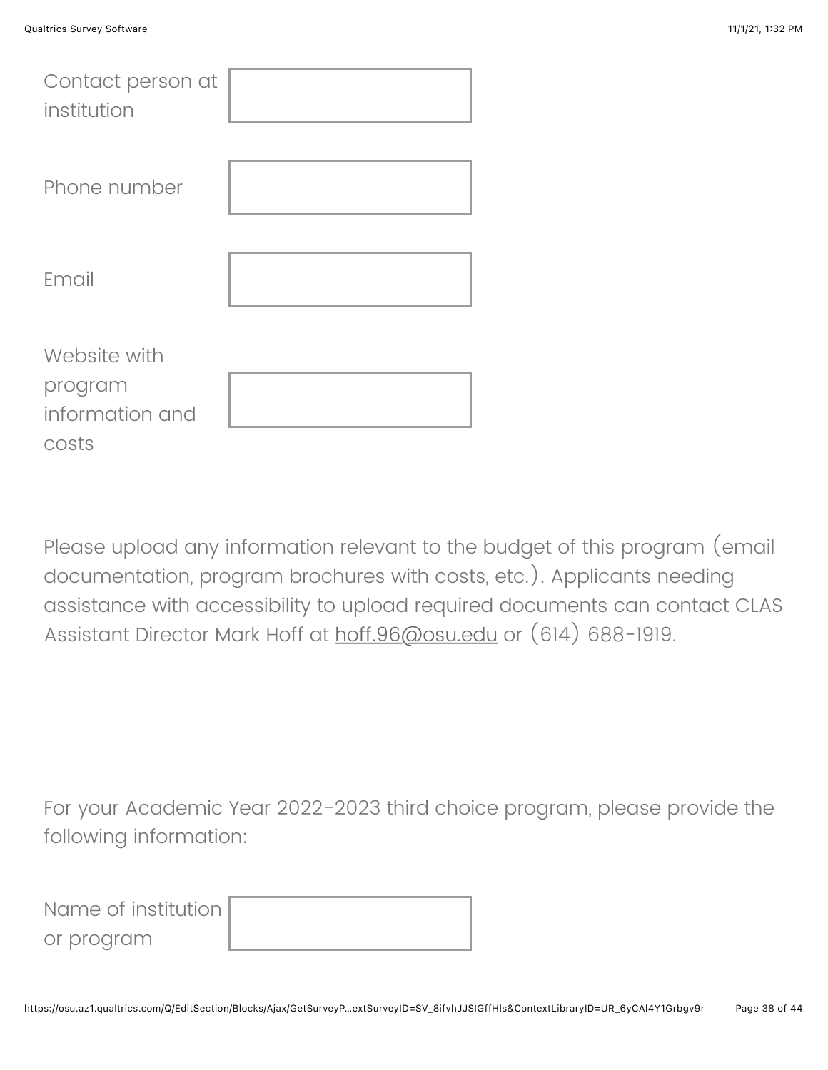Contact person at institution

Phone number

Email

Website with program information and costs

Please upload any information relevant to the budget of this program (email documentation, program brochures with costs, etc.). Applicants needing assistance with accessibility to upload required documents can contact CLAS Assistant Director Mark Hoff at hoff.96@osu.edu or (614) 688-1919.

For your Academic Year 2022-2023 third choice program, please provide the following information:

Name of institution or program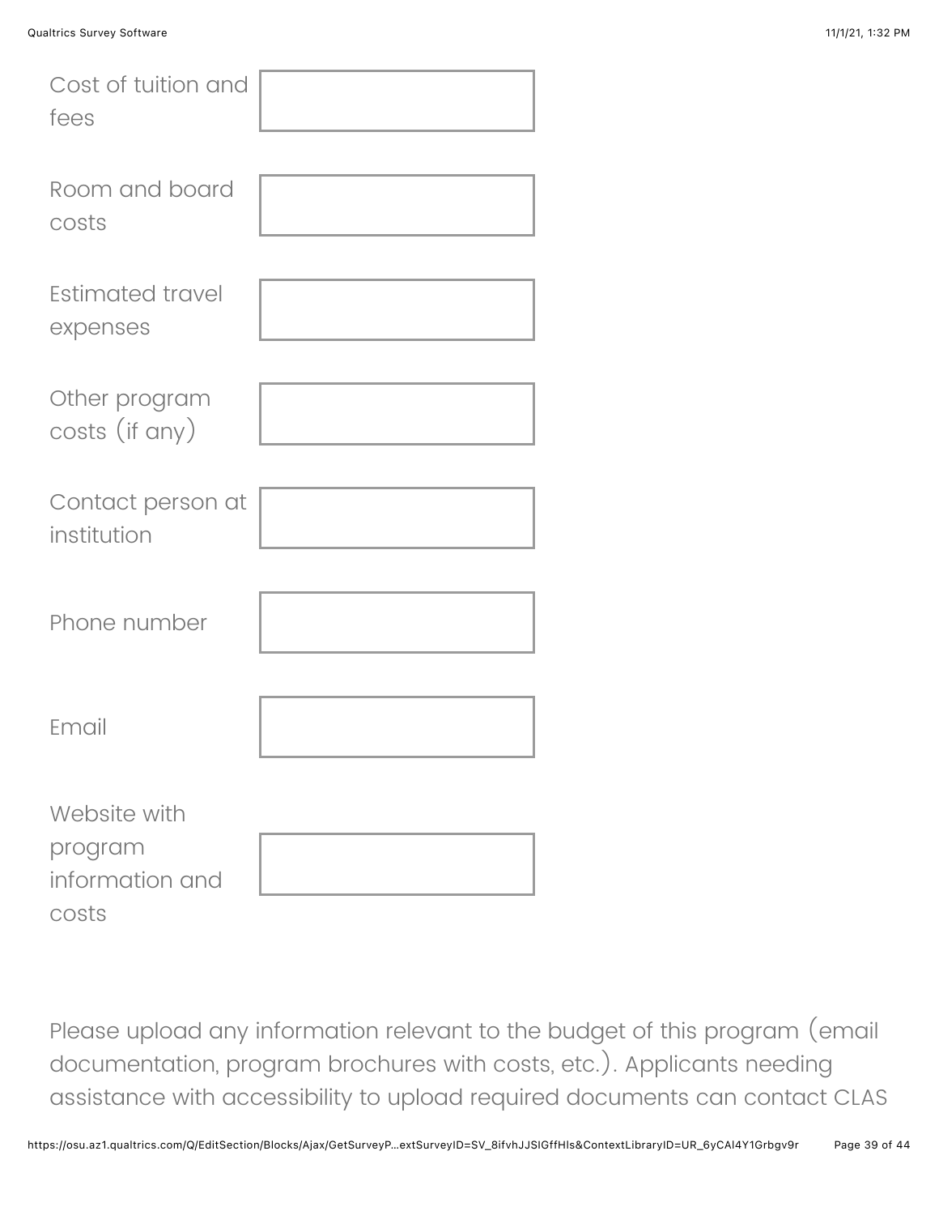| | |
|---|---|
| Cost of tuition and fees | |
| Room and board costs | |
| Estimated travel expenses | |
| Other program costs (if any) | |
| Contact person at institution | |
| Phone number | |
| Email | |
| Website with program information and costs | |

Please upload any information relevant to the budget of this program (email documentation, program brochures with costs, etc.). Applicants needing assistance with accessibility to upload required documents can contact CLAS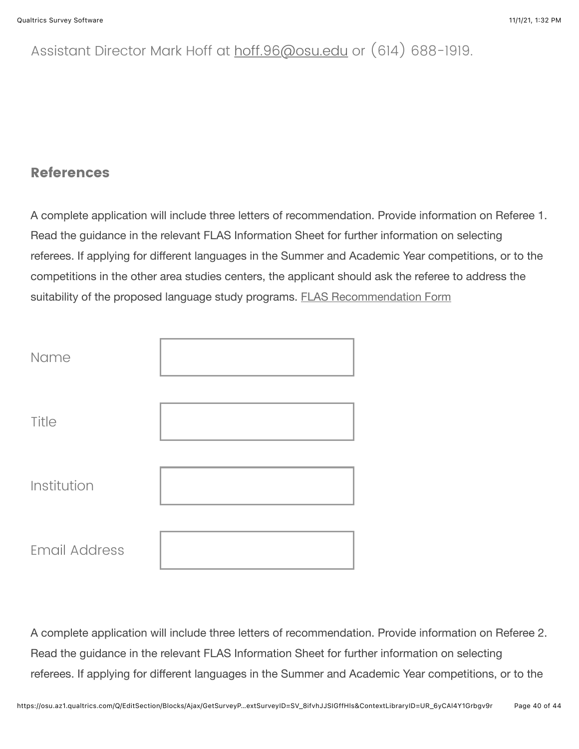Assistant Director Mark Hoff at hoff.96@osu.edu or (614) 688-1919.

## References

A complete application will include three letters of recommendation. Provide information on Referee 1. Read the guidance in the relevant FLAS Information Sheet for further information on selecting referees. If applying for different languages in the Summer and Academic Year competitions, or to the competitions in the other area studies centers, the applicant should ask the referee to address the suitability of the proposed language study programs. FLAS Recommendation Form

| | |
|---|---|
| Name | |
| Title | |
| Institution | |
| Email Address | |

A complete application will include three letters of recommendation. Provide information on Referee 2. Read the guidance in the relevant FLAS Information Sheet for further information on selecting referees. If applying for different languages in the Summer and Academic Year competitions, or to the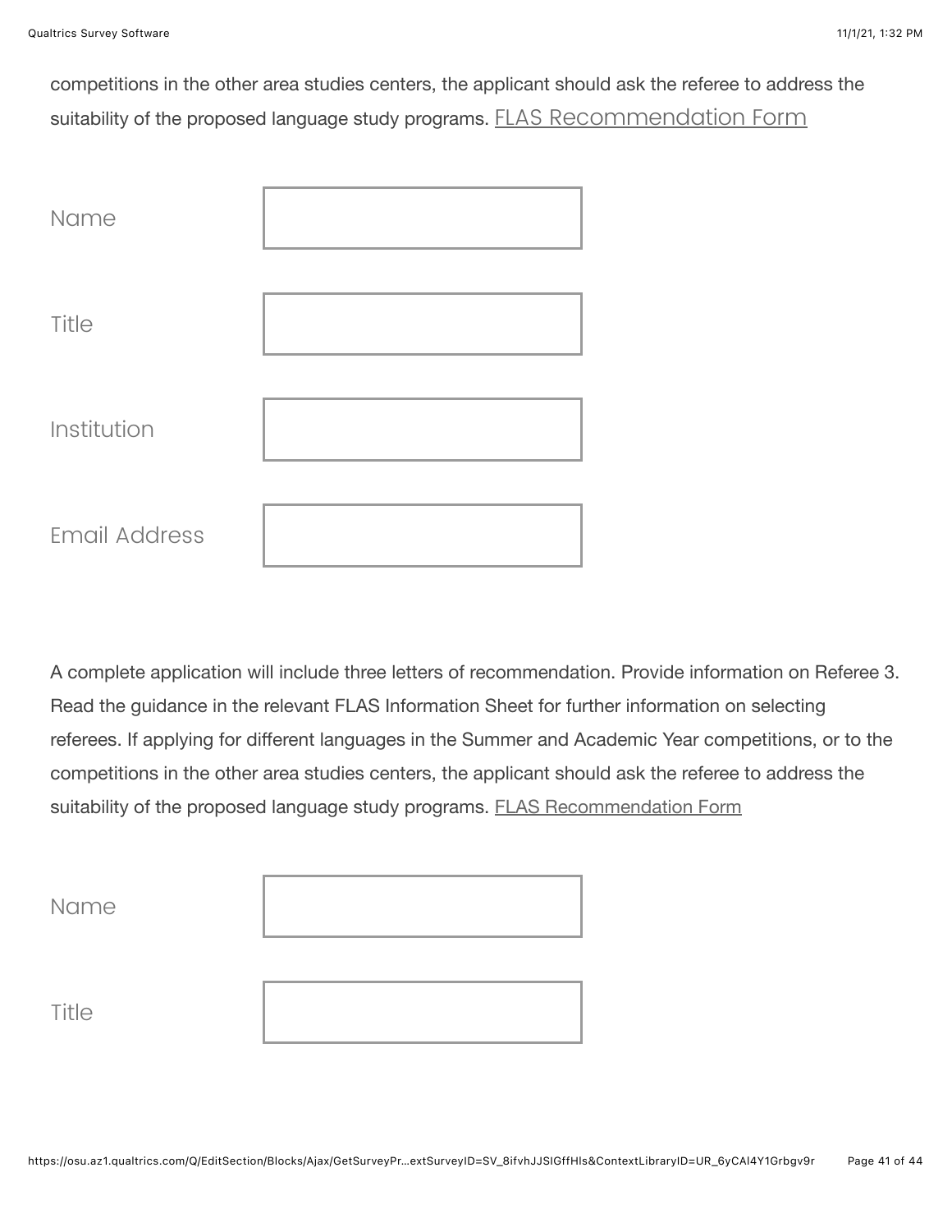competitions in the other area studies centers, the applicant should ask the referee to address the suitability of the proposed language study programs. FLAS Recommendation Form

Name

Title

Institution

Email Address

A complete application will include three letters of recommendation. Provide information on Referee 3. Read the guidance in the relevant FLAS Information Sheet for further information on selecting referees. If applying for different languages in the Summer and Academic Year competitions, or to the competitions in the other area studies centers, the applicant should ask the referee to address the suitability of the proposed language study programs. FLAS Recommendation Form

Name

Title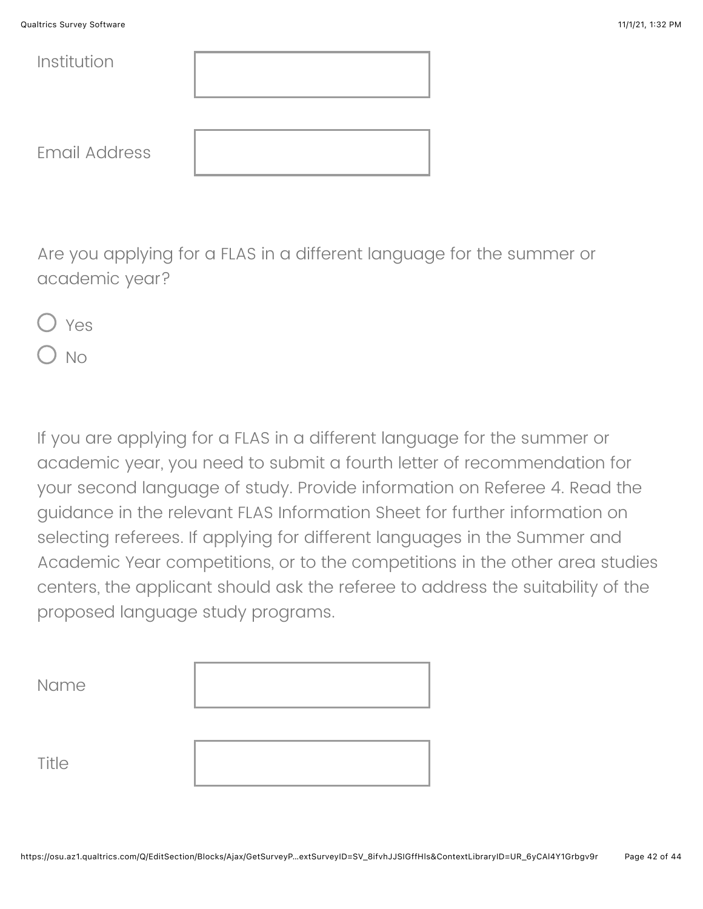Institution

Email Address

Are you applying for a FLAS in a different language for the summer or academic year?

- Yes
- No

If you are applying for a FLAS in a different language for the summer or academic year, you need to submit a fourth letter of recommendation for your second language of study. Provide information on Referee 4. Read the guidance in the relevant FLAS Information Sheet for further information on selecting referees. If applying for different languages in the Summer and Academic Year competitions, or to the competitions in the other area studies centers, the applicant should ask the referee to address the suitability of the proposed language study programs.

Name

Title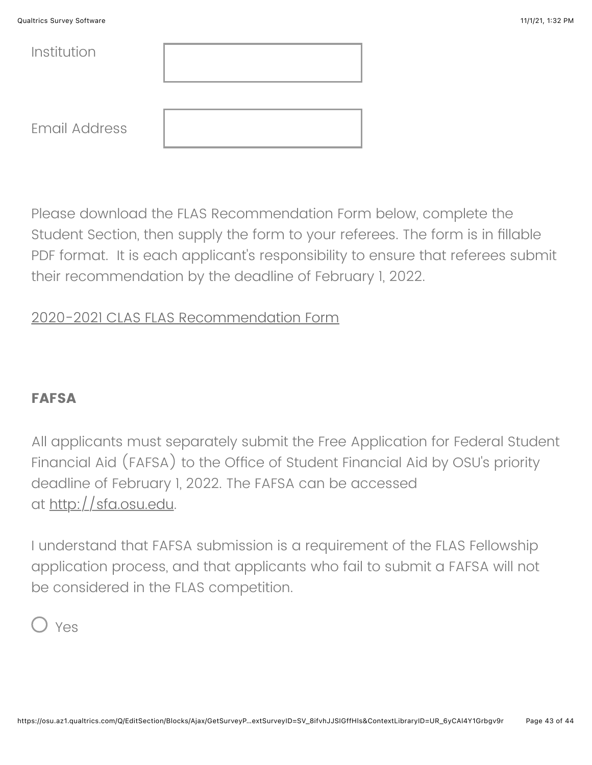Institution

Email Address

Please download the FLAS Recommendation Form below, complete the Student Section, then supply the form to your referees. The form is in fillable PDF format. It is each applicant's responsibility to ensure that referees submit their recommendation by the deadline of February 1, 2022.

[2020-2021 CLAS FLAS Recommendation Form]

**FAFSA**

All applicants must separately submit the Free Application for Federal Student Financial Aid (FAFSA) to the Office of Student Financial Aid by OSU's priority deadline of February 1, 2022. The FAFSA can be accessed at http://sfa.osu.edu.

I understand that FAFSA submission is a requirement of the FLAS Fellowship application process, and that applicants who fail to submit a FAFSA will not be considered in the FLAS competition.

○ Yes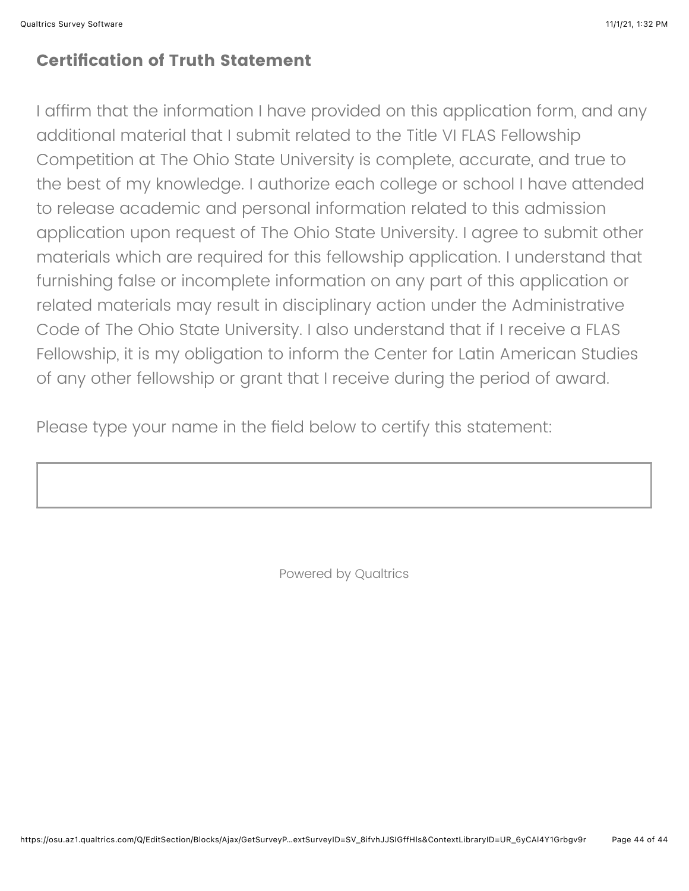## Certification of Truth Statement

I affirm that the information I have provided on this application form, and any additional material that I submit related to the Title VI FLAS Fellowship Competition at The Ohio State University is complete, accurate, and true to the best of my knowledge. I authorize each college or school I have attended to release academic and personal information related to this admission application upon request of The Ohio State University. I agree to submit other materials which are required for this fellowship application. I understand that furnishing false or incomplete information on any part of this application or related materials may result in disciplinary action under the Administrative Code of The Ohio State University. I also understand that if I receive a FLAS Fellowship, it is my obligation to inform the Center for Latin American Studies of any other fellowship or grant that I receive during the period of award.

Please type your name in the field below to certify this statement:

Powered by Qualtrics